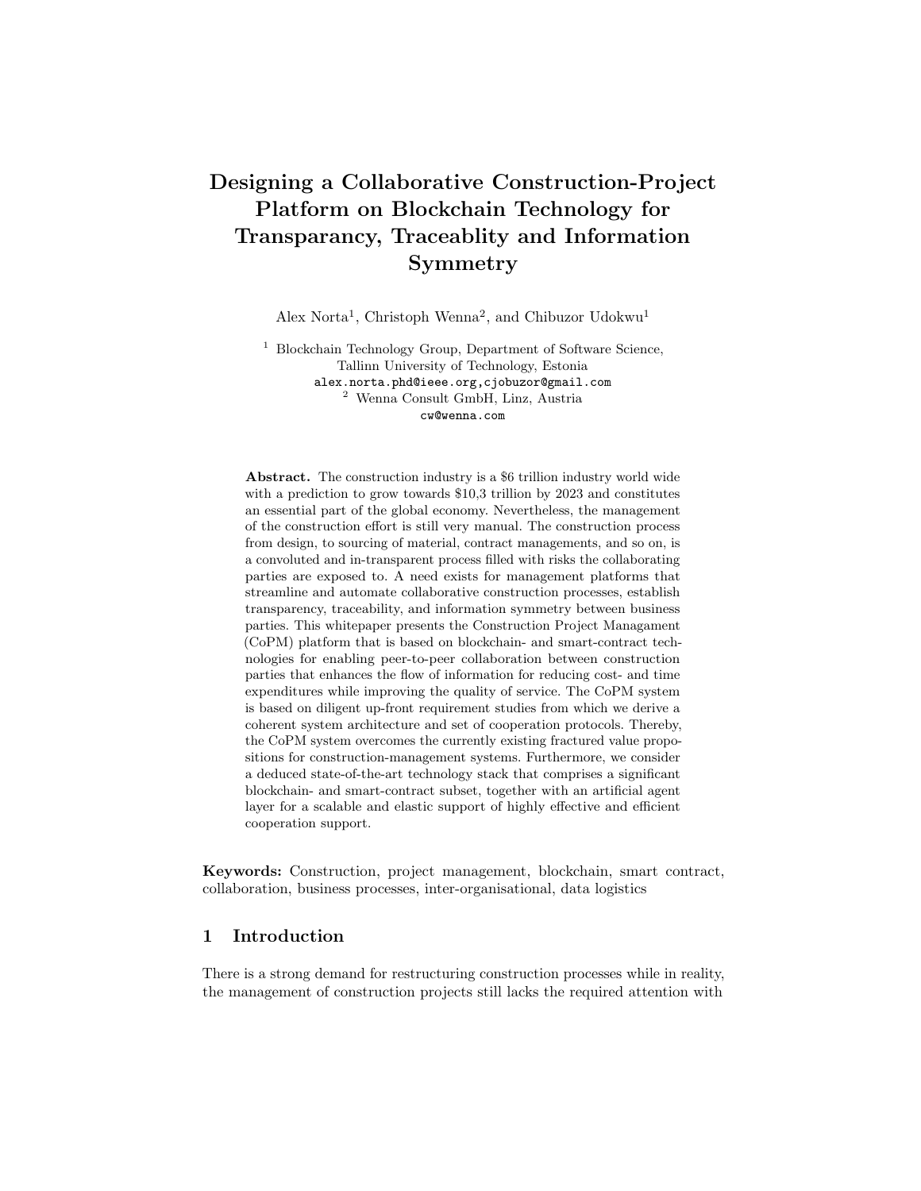# Designing a Collaborative Construction-Project Platform on Blockchain Technology for Transparancy, Traceablity and Information Symmetry

Alex Norta[1], Christoph Wenna[2], and Chibuzor Udokwu[1]

[1] Blockchain Technology Group, Department of Software Science, Tallinn University of Technology, Estonia
alex.norta.phd@ieee.org,cjobuzor@gmail.com

[2] Wenna Consult GmbH, Linz, Austria
cw@wenna.com

**Abstract.** The construction industry is a \$6 trillion industry world wide with a prediction to grow towards \$10,3 trillion by 2023 and constitutes an essential part of the global economy. Nevertheless, the management of the construction effort is still very manual. The construction process from design, to sourcing of material, contract managements, and so on, is a convoluted and in-transparent process filled with risks the collaborating parties are exposed to. A need exists for management platforms that streamline and automate collaborative construction processes, establish transparency, traceability, and information symmetry between business parties. This whitepaper presents the Construction Project Managament (CoPM) platform that is based on blockchain- and smart-contract technologies for enabling peer-to-peer collaboration between construction parties that enhances the flow of information for reducing cost- and time expenditures while improving the quality of service. The CoPM system is based on diligent up-front requirement studies from which we derive a coherent system architecture and set of cooperation protocols. Thereby, the CoPM system overcomes the currently existing fractured value propositions for construction-management systems. Furthermore, we consider a deduced state-of-the-art technology stack that comprises a significant blockchain- and smart-contract subset, together with an artificial agent layer for a scalable and elastic support of highly effective and efficient cooperation support.

**Keywords:** Construction, project management, blockchain, smart contract, collaboration, business processes, inter-organisational, data logistics

## 1 Introduction

There is a strong demand for restructuring construction processes while in reality, the management of construction projects still lacks the required attention with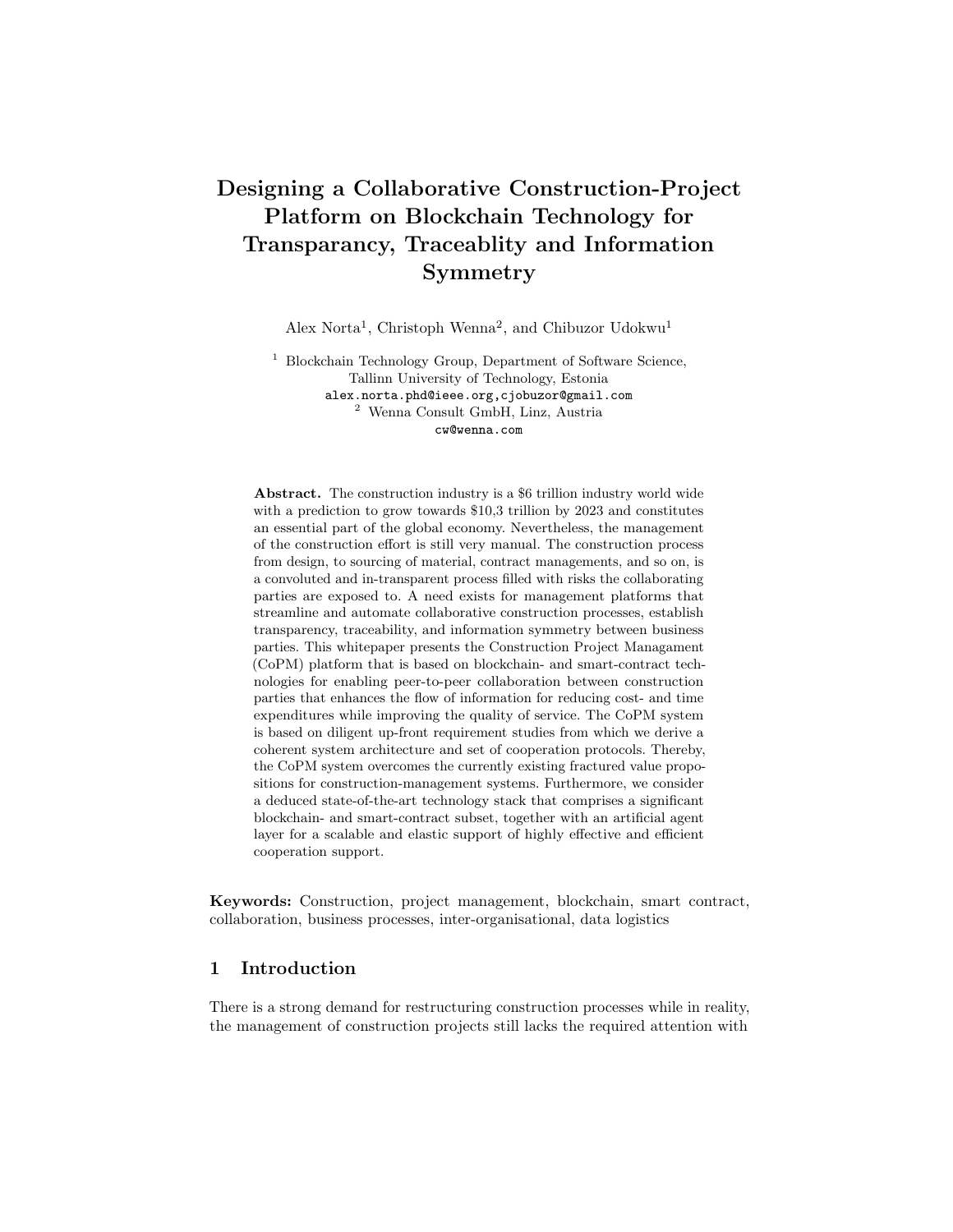# Designing a Collaborative Construction-Project Platform on Blockchain Technology for Transparancy, Traceablity and Information Symmetry

Alex Norta[1], Christoph Wenna[2], and Chibuzor Udokwu[1]

[1] Blockchain Technology Group, Department of Software Science, Tallinn University of Technology, Estonia
alex.norta.phd@ieee.org,cjobuzor@gmail.com
[2] Wenna Consult GmbH, Linz, Austria
cw@wenna.com

**Abstract.** The construction industry is a $6 trillion industry world wide with a prediction to grow towards $10,3 trillion by 2023 and constitutes an essential part of the global economy. Nevertheless, the management of the construction effort is still very manual. The construction process from design, to sourcing of material, contract managements, and so on, is a convoluted and in-transparent process filled with risks the collaborating parties are exposed to. A need exists for management platforms that streamline and automate collaborative construction processes, establish transparency, traceability, and information symmetry between business parties. This whitepaper presents the Construction Project Managament (CoPM) platform that is based on blockchain- and smart-contract technologies for enabling peer-to-peer collaboration between construction parties that enhances the flow of information for reducing cost- and time expenditures while improving the quality of service. The CoPM system is based on diligent up-front requirement studies from which we derive a coherent system architecture and set of cooperation protocols. Thereby, the CoPM system overcomes the currently existing fractured value propositions for construction-management systems. Furthermore, we consider a deduced state-of-the-art technology stack that comprises a significant blockchain- and smart-contract subset, together with an artificial agent layer for a scalable and elastic support of highly effective and efficient cooperation support.

**Keywords:** Construction, project management, blockchain, smart contract, collaboration, business processes, inter-organisational, data logistics

## 1 Introduction

There is a strong demand for restructuring construction processes while in reality, the management of construction projects still lacks the required attention with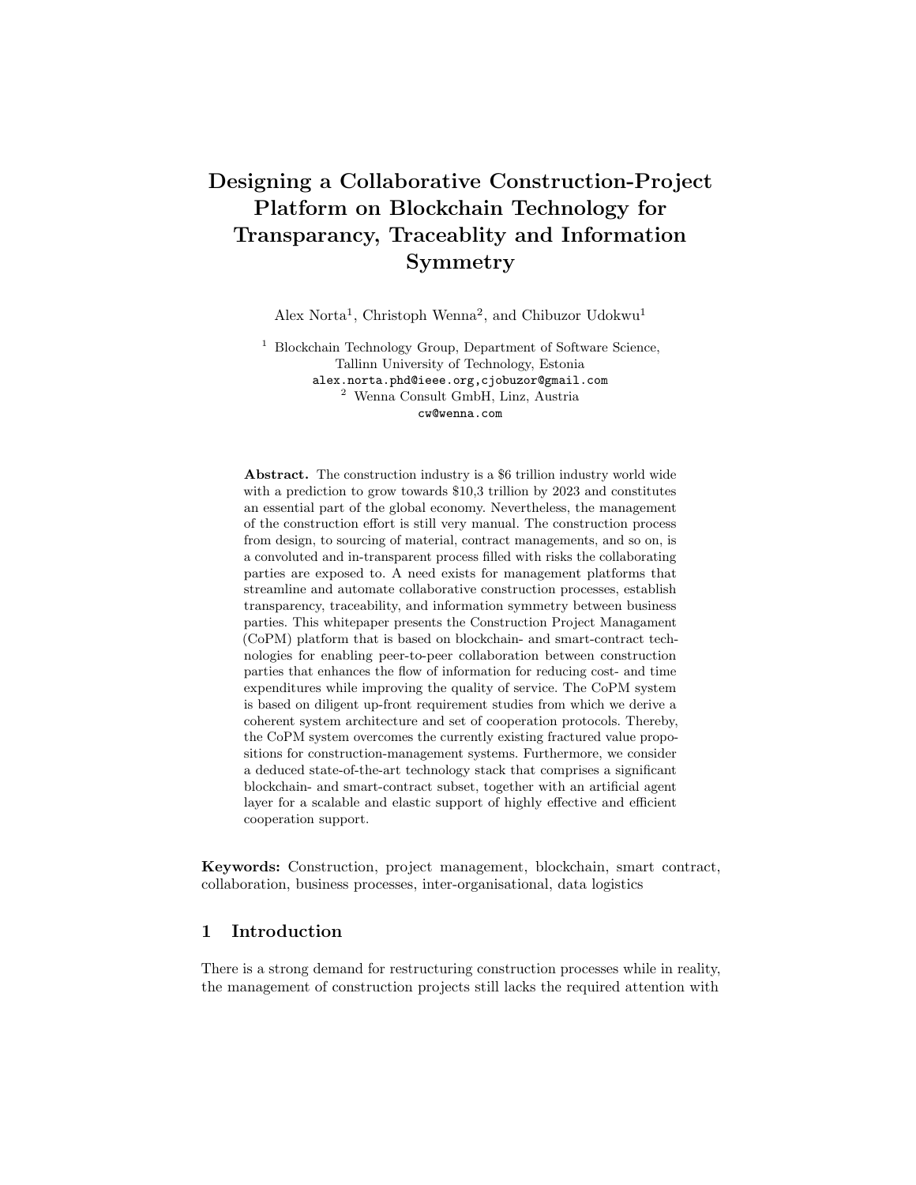# Designing a Collaborative Construction-Project Platform on Blockchain Technology for Transparancy, Traceablity and Information Symmetry

Alex Norta[1], Christoph Wenna[2], and Chibuzor Udokwu[1]

[1] Blockchain Technology Group, Department of Software Science, Tallinn University of Technology, Estonia
alex.norta.phd@ieee.org,cjobuzor@gmail.com
[2] Wenna Consult GmbH, Linz, Austria
cw@wenna.com

**Abstract.** The construction industry is a $6 trillion industry world wide with a prediction to grow towards $10,3 trillion by 2023 and constitutes an essential part of the global economy. Nevertheless, the management of the construction effort is still very manual. The construction process from design, to sourcing of material, contract managements, and so on, is a convoluted and in-transparent process filled with risks the collaborating parties are exposed to. A need exists for management platforms that streamline and automate collaborative construction processes, establish transparency, traceability, and information symmetry between business parties. This whitepaper presents the Construction Project Managament (CoPM) platform that is based on blockchain- and smart-contract technologies for enabling peer-to-peer collaboration between construction parties that enhances the flow of information for reducing cost- and time expenditures while improving the quality of service. The CoPM system is based on diligent up-front requirement studies from which we derive a coherent system architecture and set of cooperation protocols. Thereby, the CoPM system overcomes the currently existing fractured value propositions for construction-management systems. Furthermore, we consider a deduced state-of-the-art technology stack that comprises a significant blockchain- and smart-contract subset, together with an artificial agent layer for a scalable and elastic support of highly effective and efficient cooperation support.

**Keywords:** Construction, project management, blockchain, smart contract, collaboration, business processes, inter-organisational, data logistics

## 1 Introduction

There is a strong demand for restructuring construction processes while in reality, the management of construction projects still lacks the required attention with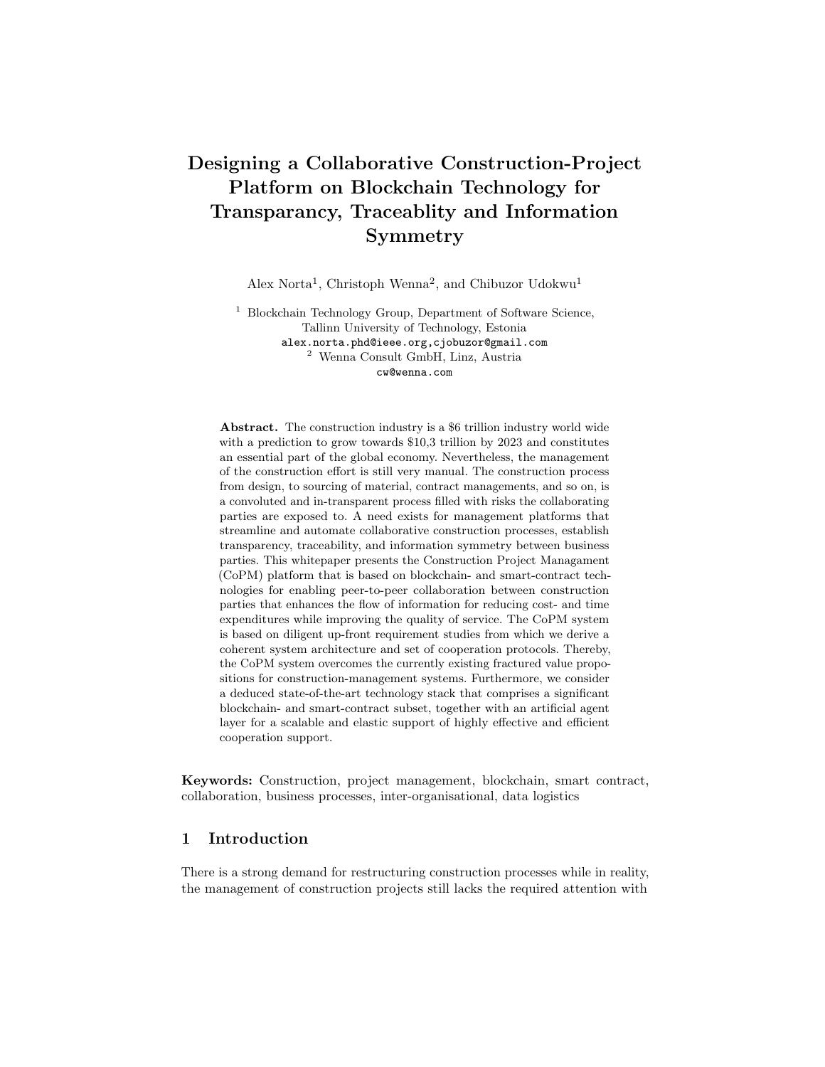# Designing a Collaborative Construction-Project Platform on Blockchain Technology for Transparancy, Traceablity and Information Symmetry

Alex Norta[1], Christoph Wenna[2], and Chibuzor Udokwu[1]

[1] Blockchain Technology Group, Department of Software Science, Tallinn University of Technology, Estonia
alex.norta.phd@ieee.org,cjobuzor@gmail.com
[2] Wenna Consult GmbH, Linz, Austria
cw@wenna.com

**Abstract.** The construction industry is a $6 trillion industry world wide with a prediction to grow towards $10,3 trillion by 2023 and constitutes an essential part of the global economy. Nevertheless, the management of the construction effort is still very manual. The construction process from design, to sourcing of material, contract managements, and so on, is a convoluted and in-transparent process filled with risks the collaborating parties are exposed to. A need exists for management platforms that streamline and automate collaborative construction processes, establish transparency, traceability, and information symmetry between business parties. This whitepaper presents the Construction Project Managament (CoPM) platform that is based on blockchain- and smart-contract technologies for enabling peer-to-peer collaboration between construction parties that enhances the flow of information for reducing cost- and time expenditures while improving the quality of service. The CoPM system is based on diligent up-front requirement studies from which we derive a coherent system architecture and set of cooperation protocols. Thereby, the CoPM system overcomes the currently existing fractured value propositions for construction-management systems. Furthermore, we consider a deduced state-of-the-art technology stack that comprises a significant blockchain- and smart-contract subset, together with an artificial agent layer for a scalable and elastic support of highly effective and efficient cooperation support.

**Keywords:** Construction, project management, blockchain, smart contract, collaboration, business processes, inter-organisational, data logistics

## 1 Introduction

There is a strong demand for restructuring construction processes while in reality, the management of construction projects still lacks the required attention with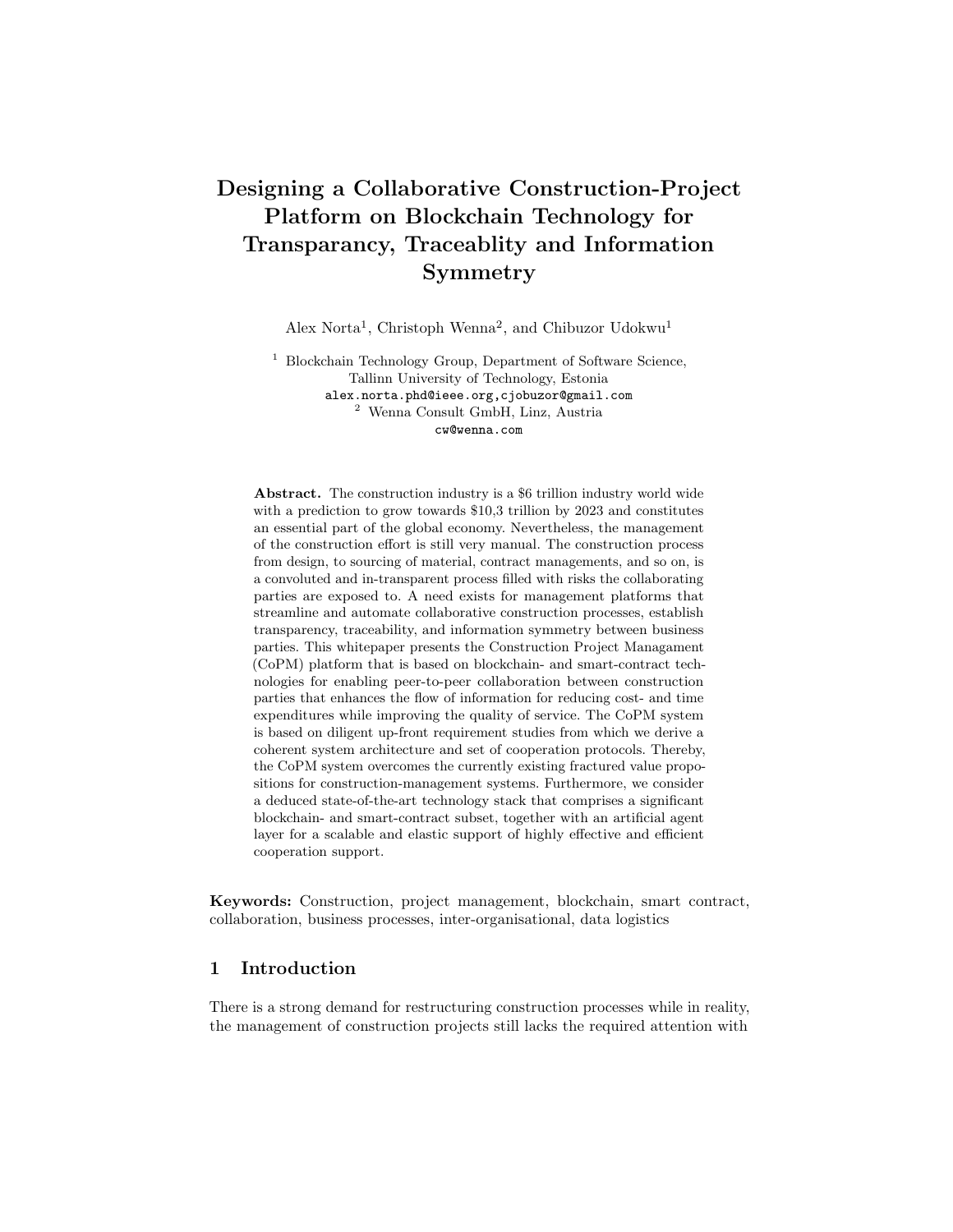# Designing a Collaborative Construction-Project Platform on Blockchain Technology for Transparancy, Traceablity and Information Symmetry

Alex Norta[1], Christoph Wenna[2], and Chibuzor Udokwu[1]

[1] Blockchain Technology Group, Department of Software Science, Tallinn University of Technology, Estonia
`alex.norta.phd@ieee.org,cjobuzor@gmail.com`
[2] Wenna Consult GmbH, Linz, Austria
`cw@wenna.com`

**Abstract.** The construction industry is a \$6 trillion industry world wide with a prediction to grow towards \$10,3 trillion by 2023 and constitutes an essential part of the global economy. Nevertheless, the management of the construction effort is still very manual. The construction process from design, to sourcing of material, contract managements, and so on, is a convoluted and in-transparent process filled with risks the collaborating parties are exposed to. A need exists for management platforms that streamline and automate collaborative construction processes, establish transparency, traceability, and information symmetry between business parties. This whitepaper presents the Construction Project Managament (CoPM) platform that is based on blockchain- and smart-contract technologies for enabling peer-to-peer collaboration between construction parties that enhances the flow of information for reducing cost- and time expenditures while improving the quality of service. The CoPM system is based on diligent up-front requirement studies from which we derive a coherent system architecture and set of cooperation protocols. Thereby, the CoPM system overcomes the currently existing fractured value propositions for construction-management systems. Furthermore, we consider a deduced state-of-the-art technology stack that comprises a significant blockchain- and smart-contract subset, together with an artificial agent layer for a scalable and elastic support of highly effective and efficient cooperation support.

**Keywords:** Construction, project management, blockchain, smart contract, collaboration, business processes, inter-organisational, data logistics

## 1 Introduction

There is a strong demand for restructuring construction processes while in reality, the management of construction projects still lacks the required attention with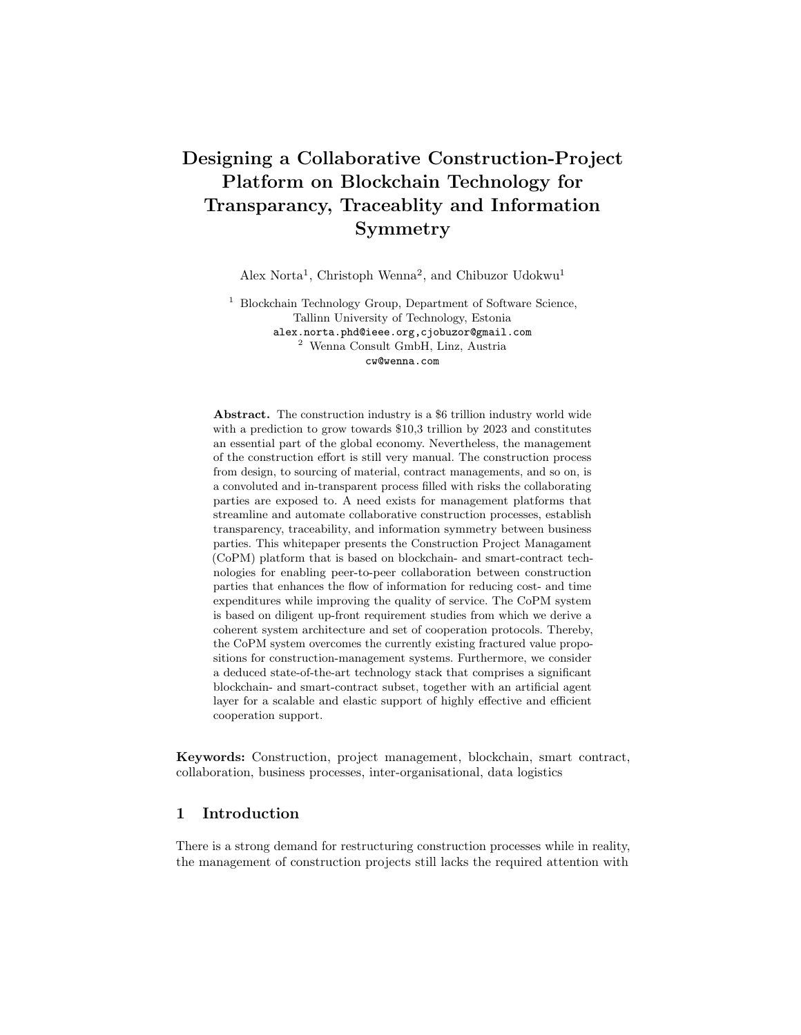# Designing a Collaborative Construction-Project Platform on Blockchain Technology for Transparancy, Traceablity and Information Symmetry

Alex Norta[1], Christoph Wenna[2], and Chibuzor Udokwu[1]

[1] Blockchain Technology Group, Department of Software Science, Tallinn University of Technology, Estonia
alex.norta.phd@ieee.org,cjobuzor@gmail.com
[2] Wenna Consult GmbH, Linz, Austria
cw@wenna.com

**Abstract.** The construction industry is a $6 trillion industry world wide with a prediction to grow towards $10,3 trillion by 2023 and constitutes an essential part of the global economy. Nevertheless, the management of the construction effort is still very manual. The construction process from design, to sourcing of material, contract managements, and so on, is a convoluted and in-transparent process filled with risks the collaborating parties are exposed to. A need exists for management platforms that streamline and automate collaborative construction processes, establish transparency, traceability, and information symmetry between business parties. This whitepaper presents the Construction Project Managament (CoPM) platform that is based on blockchain- and smart-contract technologies for enabling peer-to-peer collaboration between construction parties that enhances the flow of information for reducing cost- and time expenditures while improving the quality of service. The CoPM system is based on diligent up-front requirement studies from which we derive a coherent system architecture and set of cooperation protocols. Thereby, the CoPM system overcomes the currently existing fractured value propositions for construction-management systems. Furthermore, we consider a deduced state-of-the-art technology stack that comprises a significant blockchain- and smart-contract subset, together with an artificial agent layer for a scalable and elastic support of highly effective and efficient cooperation support.

**Keywords:** Construction, project management, blockchain, smart contract, collaboration, business processes, inter-organisational, data logistics

## 1 Introduction

There is a strong demand for restructuring construction processes while in reality, the management of construction projects still lacks the required attention with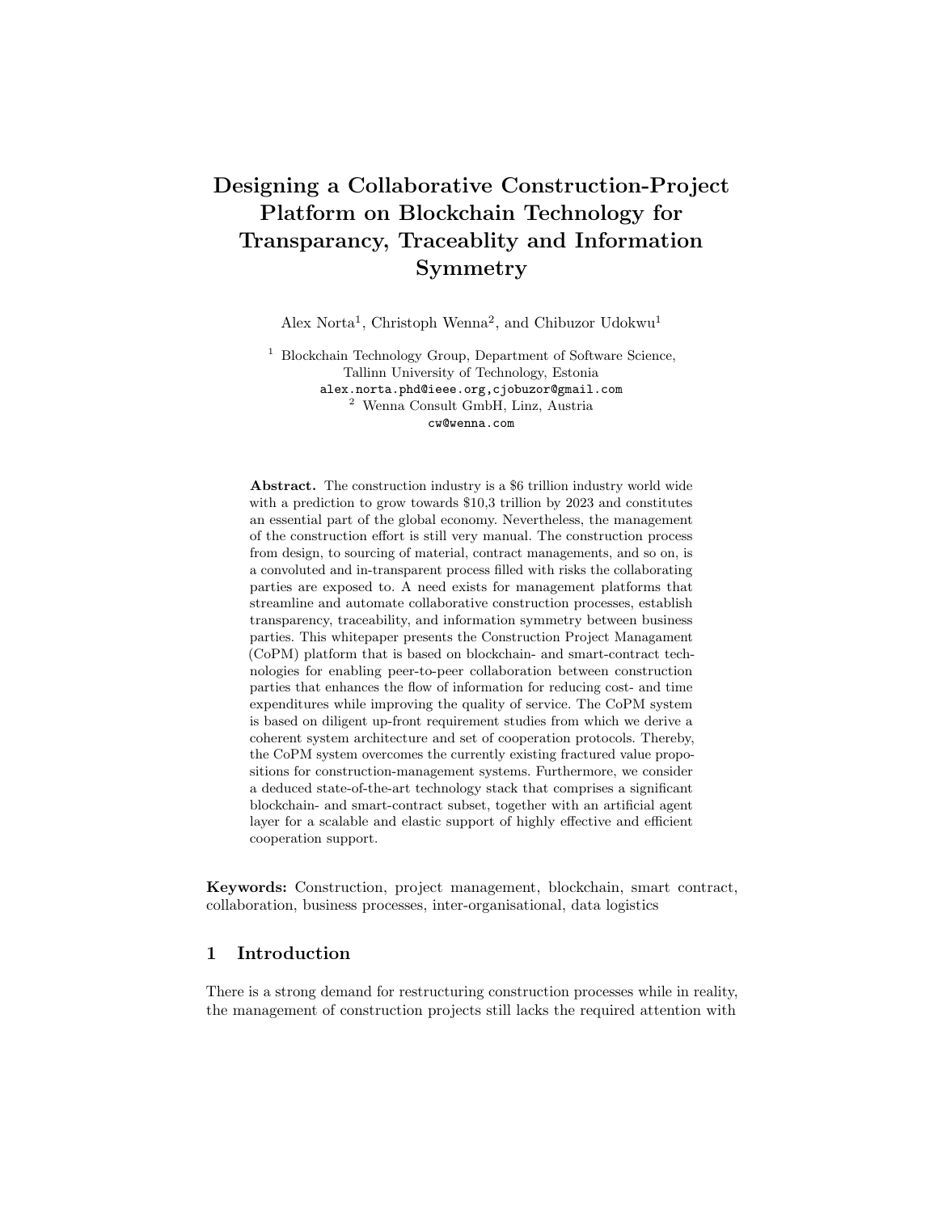# Designing a Collaborative Construction-Project Platform on Blockchain Technology for Transparancy, Traceablity and Information Symmetry

Alex Norta[1], Christoph Wenna[2], and Chibuzor Udokwu[1]

[1] Blockchain Technology Group, Department of Software Science, Tallinn University of Technology, Estonia
alex.norta.phd@ieee.org,cjobuzor@gmail.com
[2] Wenna Consult GmbH, Linz, Austria
cw@wenna.com

**Abstract.** The construction industry is a \$6 trillion industry world wide with a prediction to grow towards \$10,3 trillion by 2023 and constitutes an essential part of the global economy. Nevertheless, the management of the construction effort is still very manual. The construction process from design, to sourcing of material, contract managements, and so on, is a convoluted and in-transparent process filled with risks the collaborating parties are exposed to. A need exists for management platforms that streamline and automate collaborative construction processes, establish transparency, traceability, and information symmetry between business parties. This whitepaper presents the Construction Project Managament (CoPM) platform that is based on blockchain- and smart-contract technologies for enabling peer-to-peer collaboration between construction parties that enhances the flow of information for reducing cost- and time expenditures while improving the quality of service. The CoPM system is based on diligent up-front requirement studies from which we derive a coherent system architecture and set of cooperation protocols. Thereby, the CoPM system overcomes the currently existing fractured value propositions for construction-management systems. Furthermore, we consider a deduced state-of-the-art technology stack that comprises a significant blockchain- and smart-contract subset, together with an artificial agent layer for a scalable and elastic support of highly effective and efficient cooperation support.

**Keywords:** Construction, project management, blockchain, smart contract, collaboration, business processes, inter-organisational, data logistics

## 1 Introduction

There is a strong demand for restructuring construction processes while in reality, the management of construction projects still lacks the required attention with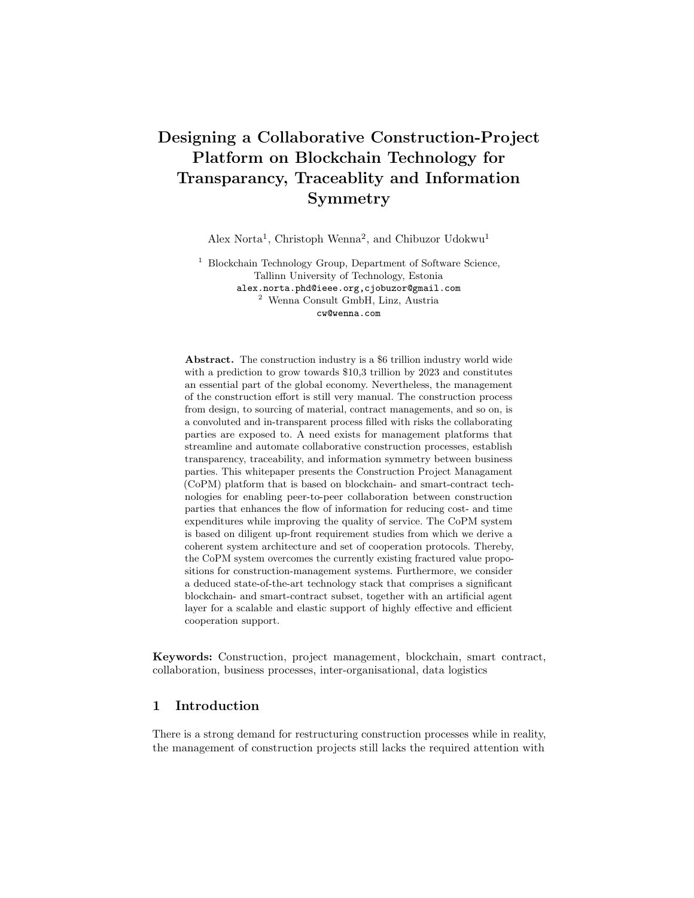# Designing a Collaborative Construction-Project Platform on Blockchain Technology for Transparancy, Traceablity and Information Symmetry

Alex Norta[1], Christoph Wenna[2], and Chibuzor Udokwu[1]

[1] Blockchain Technology Group, Department of Software Science, Tallinn University of Technology, Estonia
alex.norta.phd@ieee.org,cjobuzor@gmail.com
[2] Wenna Consult GmbH, Linz, Austria
cw@wenna.com

**Abstract.** The construction industry is a $6 trillion industry world wide with a prediction to grow towards $10,3 trillion by 2023 and constitutes an essential part of the global economy. Nevertheless, the management of the construction effort is still very manual. The construction process from design, to sourcing of material, contract managements, and so on, is a convoluted and in-transparent process filled with risks the collaborating parties are exposed to. A need exists for management platforms that streamline and automate collaborative construction processes, establish transparency, traceability, and information symmetry between business parties. This whitepaper presents the Construction Project Managament (CoPM) platform that is based on blockchain- and smart-contract technologies for enabling peer-to-peer collaboration between construction parties that enhances the flow of information for reducing cost- and time expenditures while improving the quality of service. The CoPM system is based on diligent up-front requirement studies from which we derive a coherent system architecture and set of cooperation protocols. Thereby, the CoPM system overcomes the currently existing fractured value propositions for construction-management systems. Furthermore, we consider a deduced state-of-the-art technology stack that comprises a significant blockchain- and smart-contract subset, together with an artificial agent layer for a scalable and elastic support of highly effective and efficient cooperation support.

**Keywords:** Construction, project management, blockchain, smart contract, collaboration, business processes, inter-organisational, data logistics

## 1 Introduction

There is a strong demand for restructuring construction processes while in reality, the management of construction projects still lacks the required attention with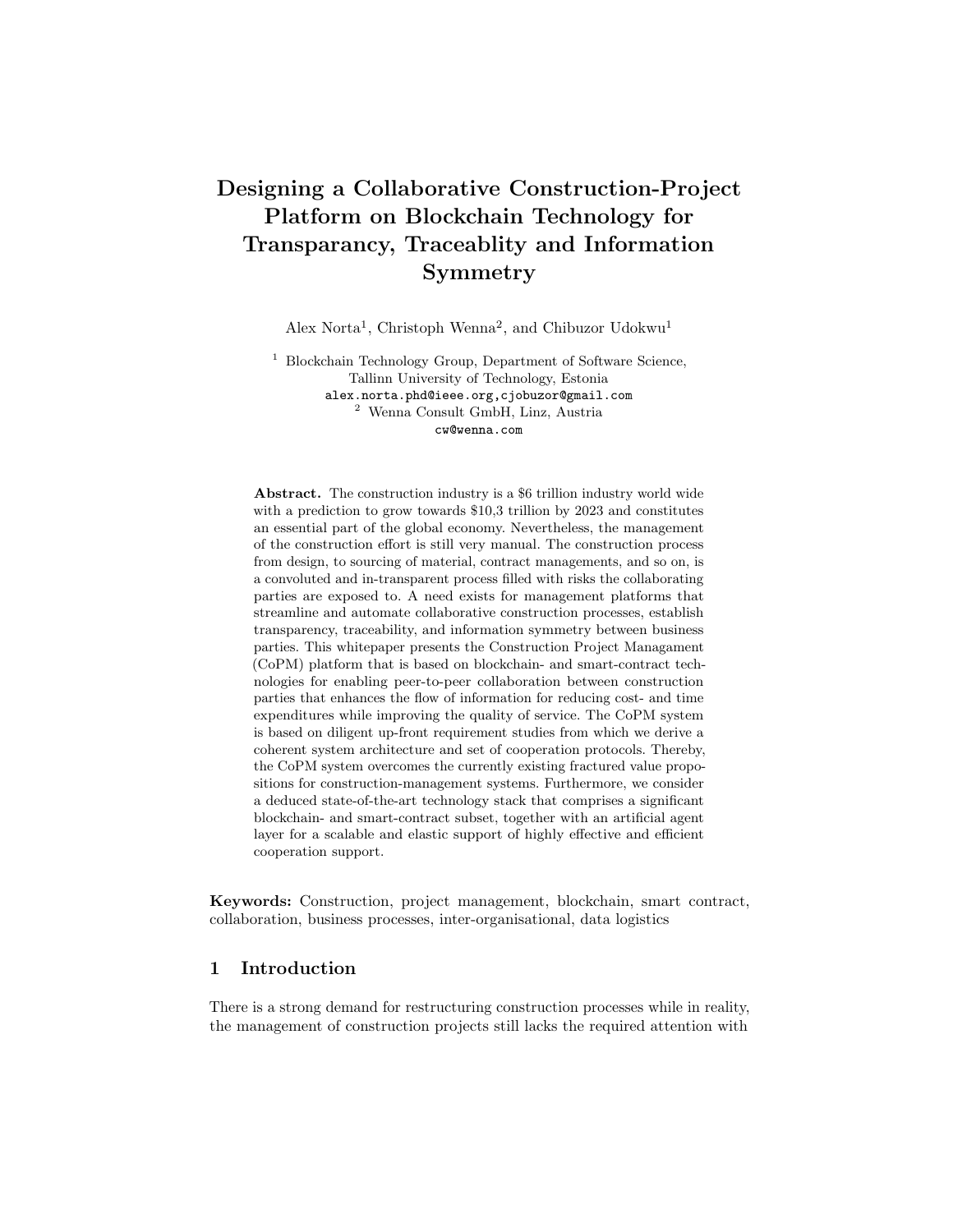# Designing a Collaborative Construction-Project Platform on Blockchain Technology for Transparancy, Traceablity and Information Symmetry

Alex Norta[1], Christoph Wenna[2], and Chibuzor Udokwu[1]

[1] Blockchain Technology Group, Department of Software Science, Tallinn University of Technology, Estonia
alex.norta.phd@ieee.org,cjobuzor@gmail.com
[2] Wenna Consult GmbH, Linz, Austria
cw@wenna.com

**Abstract.** The construction industry is a $6 trillion industry world wide with a prediction to grow towards $10,3 trillion by 2023 and constitutes an essential part of the global economy. Nevertheless, the management of the construction effort is still very manual. The construction process from design, to sourcing of material, contract managements, and so on, is a convoluted and in-transparent process filled with risks the collaborating parties are exposed to. A need exists for management platforms that streamline and automate collaborative construction processes, establish transparency, traceability, and information symmetry between business parties. This whitepaper presents the Construction Project Managament (CoPM) platform that is based on blockchain- and smart-contract technologies for enabling peer-to-peer collaboration between construction parties that enhances the flow of information for reducing cost- and time expenditures while improving the quality of service. The CoPM system is based on diligent up-front requirement studies from which we derive a coherent system architecture and set of cooperation protocols. Thereby, the CoPM system overcomes the currently existing fractured value propositions for construction-management systems. Furthermore, we consider a deduced state-of-the-art technology stack that comprises a significant blockchain- and smart-contract subset, together with an artificial agent layer for a scalable and elastic support of highly effective and efficient cooperation support.

**Keywords:** Construction, project management, blockchain, smart contract, collaboration, business processes, inter-organisational, data logistics

## 1 Introduction

There is a strong demand for restructuring construction processes while in reality, the management of construction projects still lacks the required attention with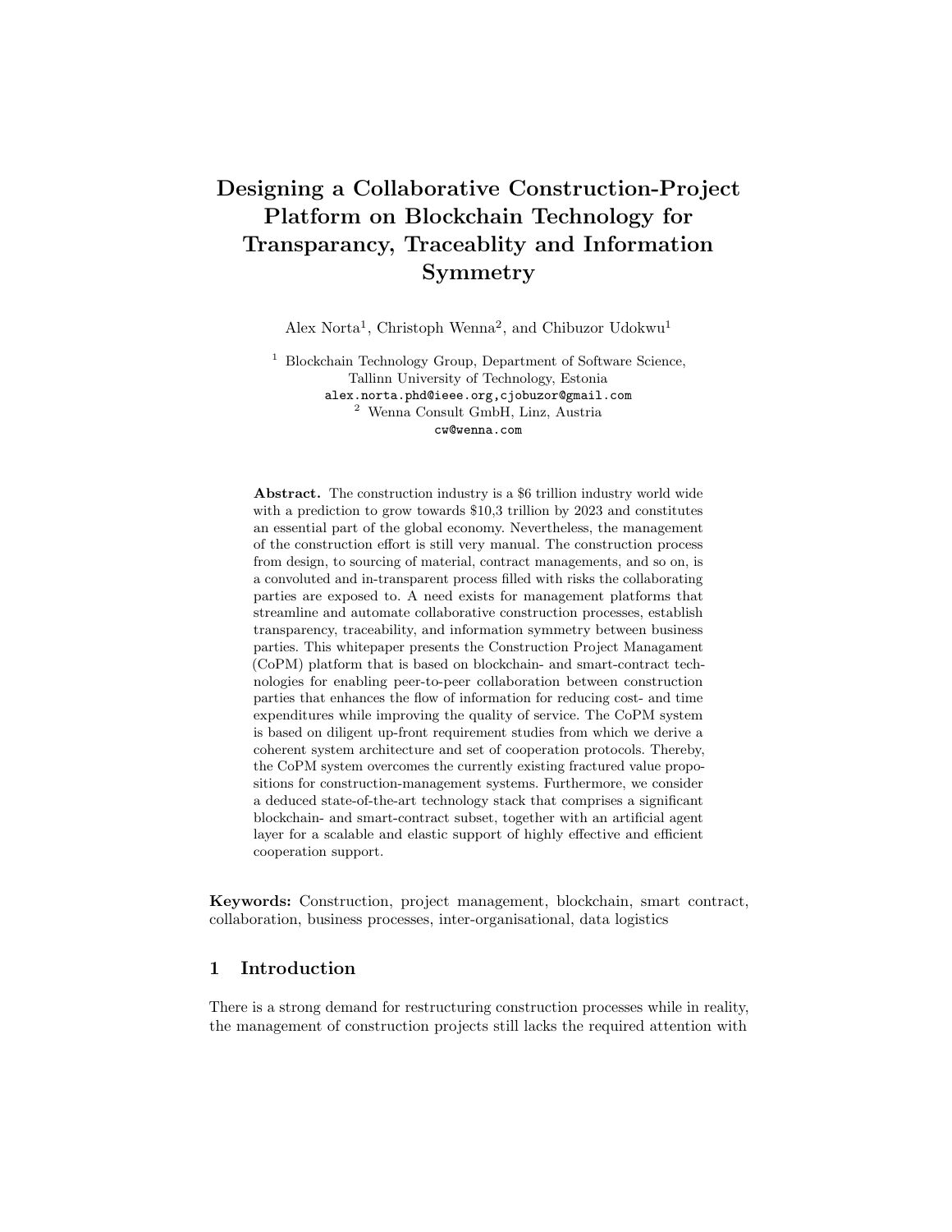# Designing a Collaborative Construction-Project Platform on Blockchain Technology for Transparancy, Traceablity and Information Symmetry

Alex Norta[1], Christoph Wenna[2], and Chibuzor Udokwu[1]

[1] Blockchain Technology Group, Department of Software Science, Tallinn University of Technology, Estonia
alex.norta.phd@ieee.org,cjobuzor@gmail.com

[2] Wenna Consult GmbH, Linz, Austria
cw@wenna.com

**Abstract.** The construction industry is a $6 trillion industry world wide with a prediction to grow towards $10,3 trillion by 2023 and constitutes an essential part of the global economy. Nevertheless, the management of the construction effort is still very manual. The construction process from design, to sourcing of material, contract managements, and so on, is a convoluted and in-transparent process filled with risks the collaborating parties are exposed to. A need exists for management platforms that streamline and automate collaborative construction processes, establish transparency, traceability, and information symmetry between business parties. This whitepaper presents the Construction Project Managament (CoPM) platform that is based on blockchain- and smart-contract technologies for enabling peer-to-peer collaboration between construction parties that enhances the flow of information for reducing cost- and time expenditures while improving the quality of service. The CoPM system is based on diligent up-front requirement studies from which we derive a coherent system architecture and set of cooperation protocols. Thereby, the CoPM system overcomes the currently existing fractured value propositions for construction-management systems. Furthermore, we consider a deduced state-of-the-art technology stack that comprises a significant blockchain- and smart-contract subset, together with an artificial agent layer for a scalable and elastic support of highly effective and efficient cooperation support.

**Keywords:** Construction, project management, blockchain, smart contract, collaboration, business processes, inter-organisational, data logistics

## 1 Introduction

There is a strong demand for restructuring construction processes while in reality, the management of construction projects still lacks the required attention with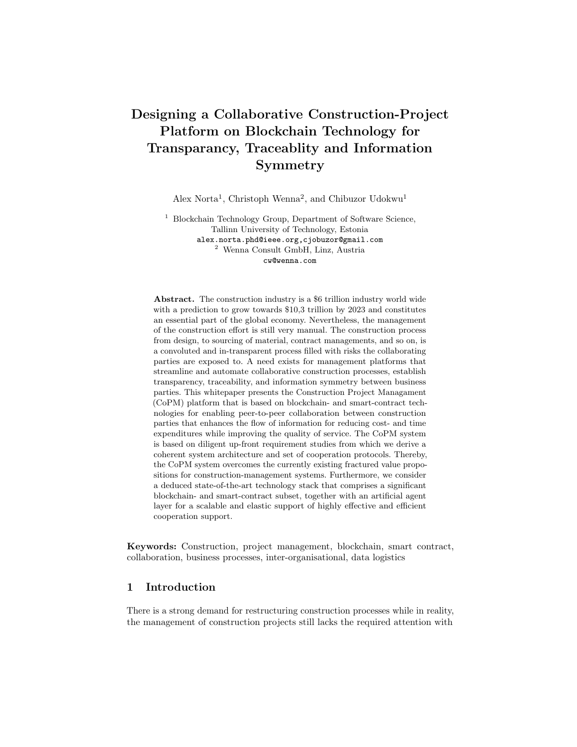# Designing a Collaborative Construction-Project Platform on Blockchain Technology for Transparancy, Traceablity and Information Symmetry

Alex Norta[1], Christoph Wenna[2], and Chibuzor Udokwu[1]

[1] Blockchain Technology Group, Department of Software Science, Tallinn University of Technology, Estonia
alex.norta.phd@ieee.org,cjobuzor@gmail.com
[2] Wenna Consult GmbH, Linz, Austria
cw@wenna.com

**Abstract.** The construction industry is a $6 trillion industry world wide with a prediction to grow towards $10,3 trillion by 2023 and constitutes an essential part of the global economy. Nevertheless, the management of the construction effort is still very manual. The construction process from design, to sourcing of material, contract managements, and so on, is a convoluted and in-transparent process filled with risks the collaborating parties are exposed to. A need exists for management platforms that streamline and automate collaborative construction processes, establish transparency, traceability, and information symmetry between business parties. This whitepaper presents the Construction Project Managament (CoPM) platform that is based on blockchain- and smart-contract technologies for enabling peer-to-peer collaboration between construction parties that enhances the flow of information for reducing cost- and time expenditures while improving the quality of service. The CoPM system is based on diligent up-front requirement studies from which we derive a coherent system architecture and set of cooperation protocols. Thereby, the CoPM system overcomes the currently existing fractured value propositions for construction-management systems. Furthermore, we consider a deduced state-of-the-art technology stack that comprises a significant blockchain- and smart-contract subset, together with an artificial agent layer for a scalable and elastic support of highly effective and efficient cooperation support.

**Keywords:** Construction, project management, blockchain, smart contract, collaboration, business processes, inter-organisational, data logistics

## 1 Introduction

There is a strong demand for restructuring construction processes while in reality, the management of construction projects still lacks the required attention with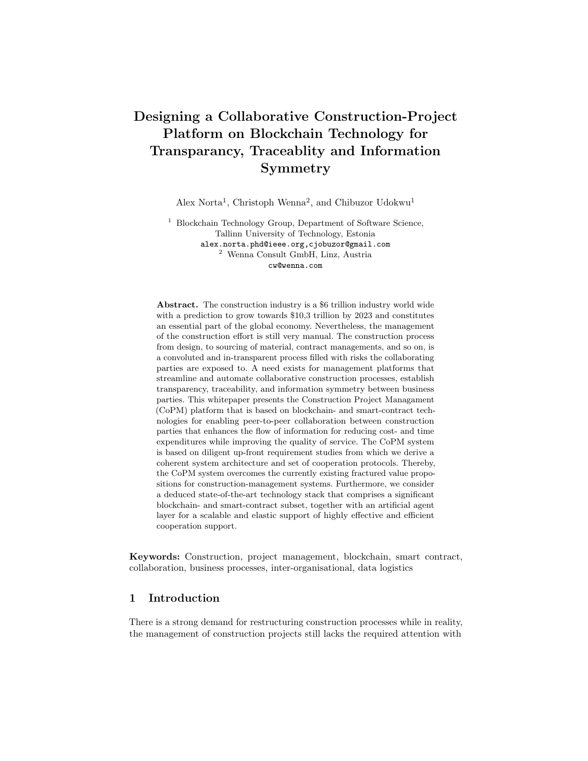# Designing a Collaborative Construction-Project Platform on Blockchain Technology for Transparancy, Traceablity and Information Symmetry

Alex Norta[1], Christoph Wenna[2], and Chibuzor Udokwu[1]

[1] Blockchain Technology Group, Department of Software Science, Tallinn University of Technology, Estonia
`alex.norta.phd@ieee.org`, `cjobuzor@gmail.com`
[2] Wenna Consult GmbH, Linz, Austria
`cw@wenna.com`

**Abstract.** The construction industry is a $6 trillion industry world wide with a prediction to grow towards $10,3 trillion by 2023 and constitutes an essential part of the global economy. Nevertheless, the management of the construction effort is still very manual. The construction process from design, to sourcing of material, contract managements, and so on, is a convoluted and in-transparent process filled with risks the collaborating parties are exposed to. A need exists for management platforms that streamline and automate collaborative construction processes, establish transparency, traceability, and information symmetry between business parties. This whitepaper presents the Construction Project Managament (CoPM) platform that is based on blockchain- and smart-contract technologies for enabling peer-to-peer collaboration between construction parties that enhances the flow of information for reducing cost- and time expenditures while improving the quality of service. The CoPM system is based on diligent up-front requirement studies from which we derive a coherent system architecture and set of cooperation protocols. Thereby, the CoPM system overcomes the currently existing fractured value propositions for construction-management systems. Furthermore, we consider a deduced state-of-the-art technology stack that comprises a significant blockchain- and smart-contract subset, together with an artificial agent layer for a scalable and elastic support of highly effective and efficient cooperation support.

**Keywords:** Construction, project management, blockchain, smart contract, collaboration, business processes, inter-organisational, data logistics

## 1 Introduction

There is a strong demand for restructuring construction processes while in reality, the management of construction projects still lacks the required attention with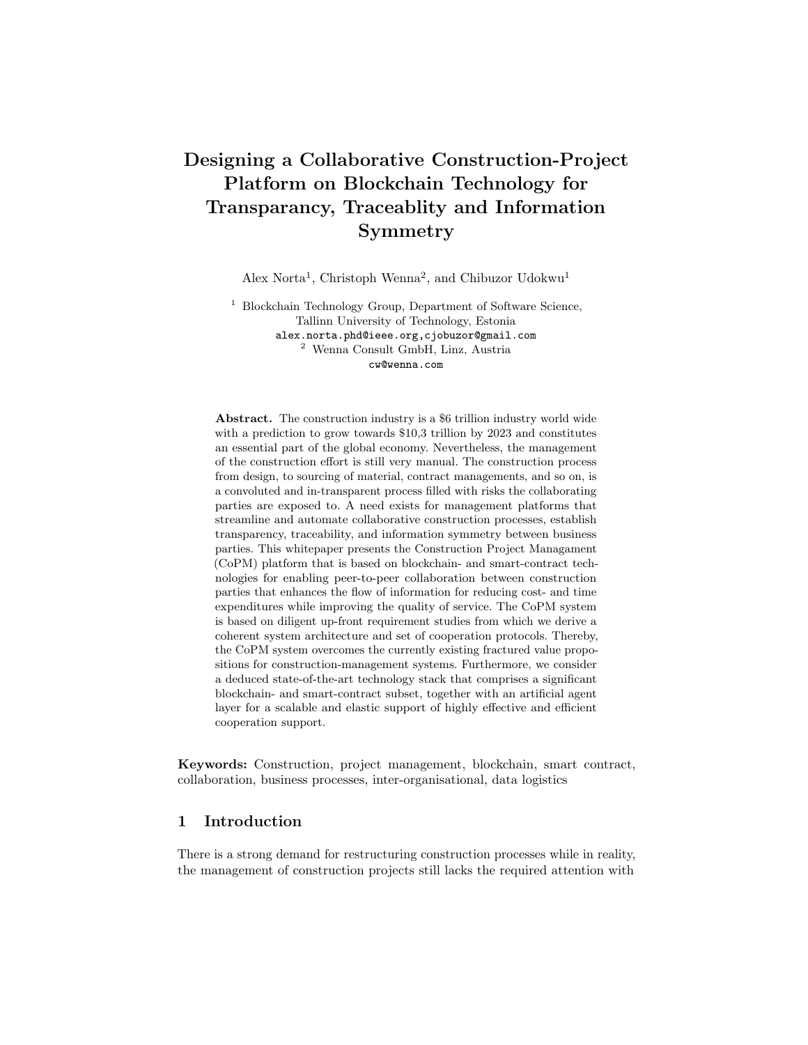# Designing a Collaborative Construction-Project Platform on Blockchain Technology for Transparancy, Traceablity and Information Symmetry

Alex Norta[1], Christoph Wenna[2], and Chibuzor Udokwu[1]

[1] Blockchain Technology Group, Department of Software Science, Tallinn University of Technology, Estonia
alex.norta.phd@ieee.org,cjobuzor@gmail.com
[2] Wenna Consult GmbH, Linz, Austria
cw@wenna.com

**Abstract.** The construction industry is a $6 trillion industry world wide with a prediction to grow towards $10,3 trillion by 2023 and constitutes an essential part of the global economy. Nevertheless, the management of the construction effort is still very manual. The construction process from design, to sourcing of material, contract managements, and so on, is a convoluted and in-transparent process filled with risks the collaborating parties are exposed to. A need exists for management platforms that streamline and automate collaborative construction processes, establish transparency, traceability, and information symmetry between business parties. This whitepaper presents the Construction Project Managament (CoPM) platform that is based on blockchain- and smart-contract technologies for enabling peer-to-peer collaboration between construction parties that enhances the flow of information for reducing cost- and time expenditures while improving the quality of service. The CoPM system is based on diligent up-front requirement studies from which we derive a coherent system architecture and set of cooperation protocols. Thereby, the CoPM system overcomes the currently existing fractured value propositions for construction-management systems. Furthermore, we consider a deduced state-of-the-art technology stack that comprises a significant blockchain- and smart-contract subset, together with an artificial agent layer for a scalable and elastic support of highly effective and efficient cooperation support.

**Keywords:** Construction, project management, blockchain, smart contract, collaboration, business processes, inter-organisational, data logistics

## 1 Introduction

There is a strong demand for restructuring construction processes while in reality, the management of construction projects still lacks the required attention with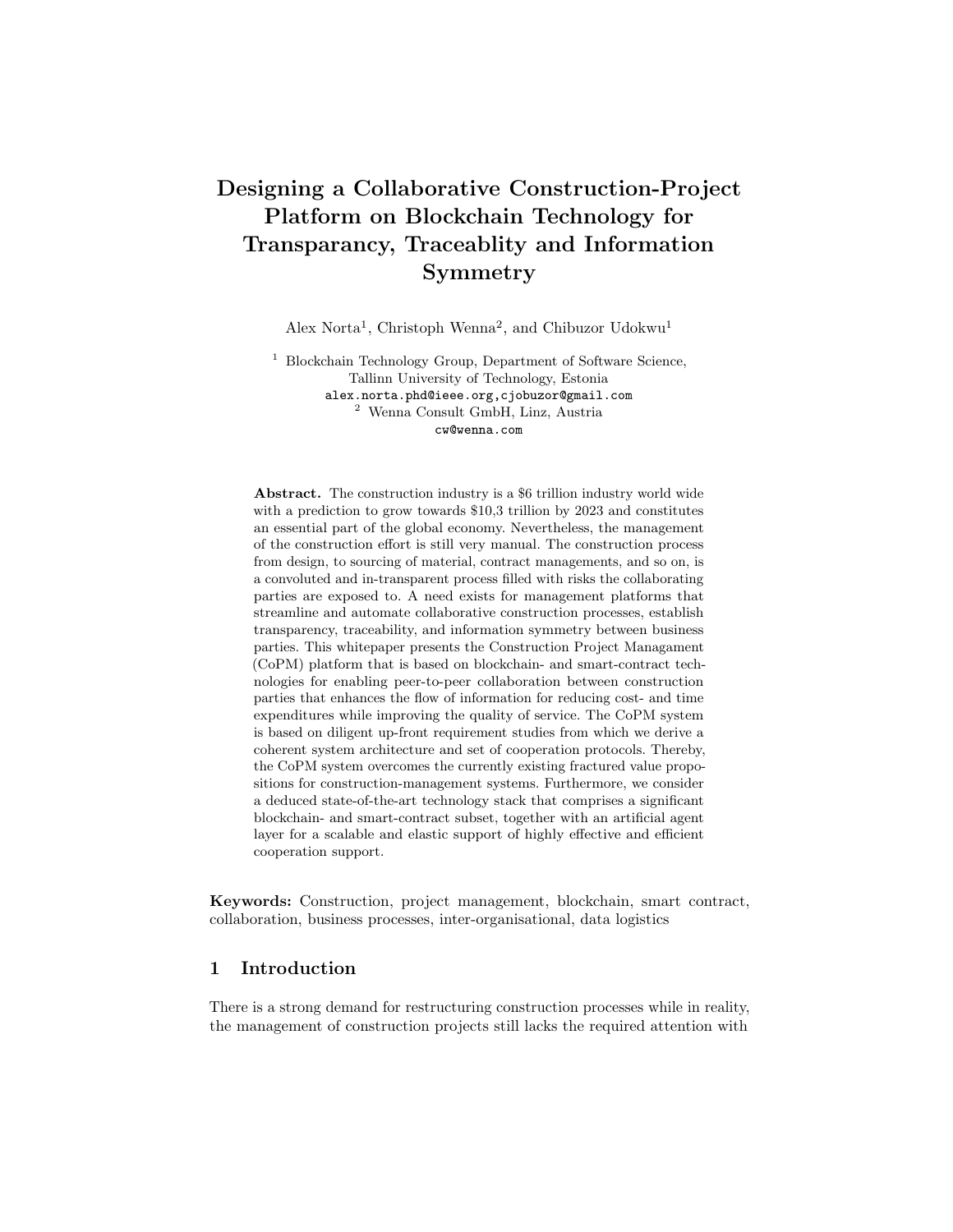# Designing a Collaborative Construction-Project Platform on Blockchain Technology for Transparancy, Traceablity and Information Symmetry

Alex Norta[1], Christoph Wenna[2], and Chibuzor Udokwu[1]

[1] Blockchain Technology Group, Department of Software Science, Tallinn University of Technology, Estonia
alex.norta.phd@ieee.org,cjobuzor@gmail.com
[2] Wenna Consult GmbH, Linz, Austria
cw@wenna.com

**Abstract.** The construction industry is a $6 trillion industry world wide with a prediction to grow towards $10,3 trillion by 2023 and constitutes an essential part of the global economy. Nevertheless, the management of the construction effort is still very manual. The construction process from design, to sourcing of material, contract managements, and so on, is a convoluted and in-transparent process filled with risks the collaborating parties are exposed to. A need exists for management platforms that streamline and automate collaborative construction processes, establish transparency, traceability, and information symmetry between business parties. This whitepaper presents the Construction Project Managament (CoPM) platform that is based on blockchain- and smart-contract technologies for enabling peer-to-peer collaboration between construction parties that enhances the flow of information for reducing cost- and time expenditures while improving the quality of service. The CoPM system is based on diligent up-front requirement studies from which we derive a coherent system architecture and set of cooperation protocols. Thereby, the CoPM system overcomes the currently existing fractured value propositions for construction-management systems. Furthermore, we consider a deduced state-of-the-art technology stack that comprises a significant blockchain- and smart-contract subset, together with an artificial agent layer for a scalable and elastic support of highly effective and efficient cooperation support.

**Keywords:** Construction, project management, blockchain, smart contract, collaboration, business processes, inter-organisational, data logistics

## 1 Introduction

There is a strong demand for restructuring construction processes while in reality, the management of construction projects still lacks the required attention with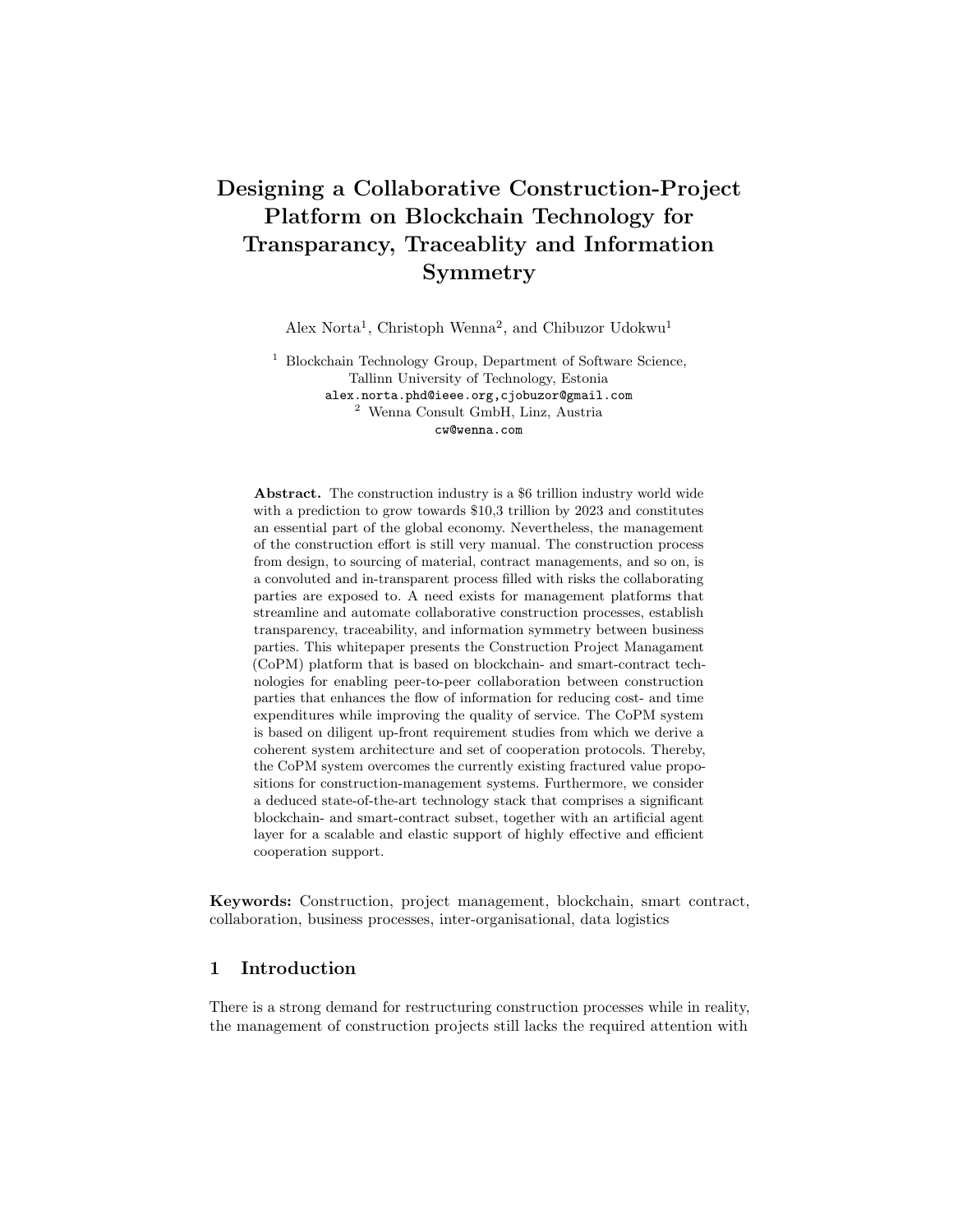# Designing a Collaborative Construction-Project Platform on Blockchain Technology for Transparancy, Traceablity and Information Symmetry

Alex Norta[1], Christoph Wenna[2], and Chibuzor Udokwu[1]

[1] Blockchain Technology Group, Department of Software Science, Tallinn University of Technology, Estonia
alex.norta.phd@ieee.org,cjobuzor@gmail.com
[2] Wenna Consult GmbH, Linz, Austria
cw@wenna.com

**Abstract.** The construction industry is a $6 trillion industry world wide with a prediction to grow towards $10,3 trillion by 2023 and constitutes an essential part of the global economy. Nevertheless, the management of the construction effort is still very manual. The construction process from design, to sourcing of material, contract managements, and so on, is a convoluted and in-transparent process filled with risks the collaborating parties are exposed to. A need exists for management platforms that streamline and automate collaborative construction processes, establish transparency, traceability, and information symmetry between business parties. This whitepaper presents the Construction Project Managament (CoPM) platform that is based on blockchain- and smart-contract technologies for enabling peer-to-peer collaboration between construction parties that enhances the flow of information for reducing cost- and time expenditures while improving the quality of service. The CoPM system is based on diligent up-front requirement studies from which we derive a coherent system architecture and set of cooperation protocols. Thereby, the CoPM system overcomes the currently existing fractured value propositions for construction-management systems. Furthermore, we consider a deduced state-of-the-art technology stack that comprises a significant blockchain- and smart-contract subset, together with an artificial agent layer for a scalable and elastic support of highly effective and efficient cooperation support.

**Keywords:** Construction, project management, blockchain, smart contract, collaboration, business processes, inter-organisational, data logistics

## 1 Introduction

There is a strong demand for restructuring construction processes while in reality, the management of construction projects still lacks the required attention with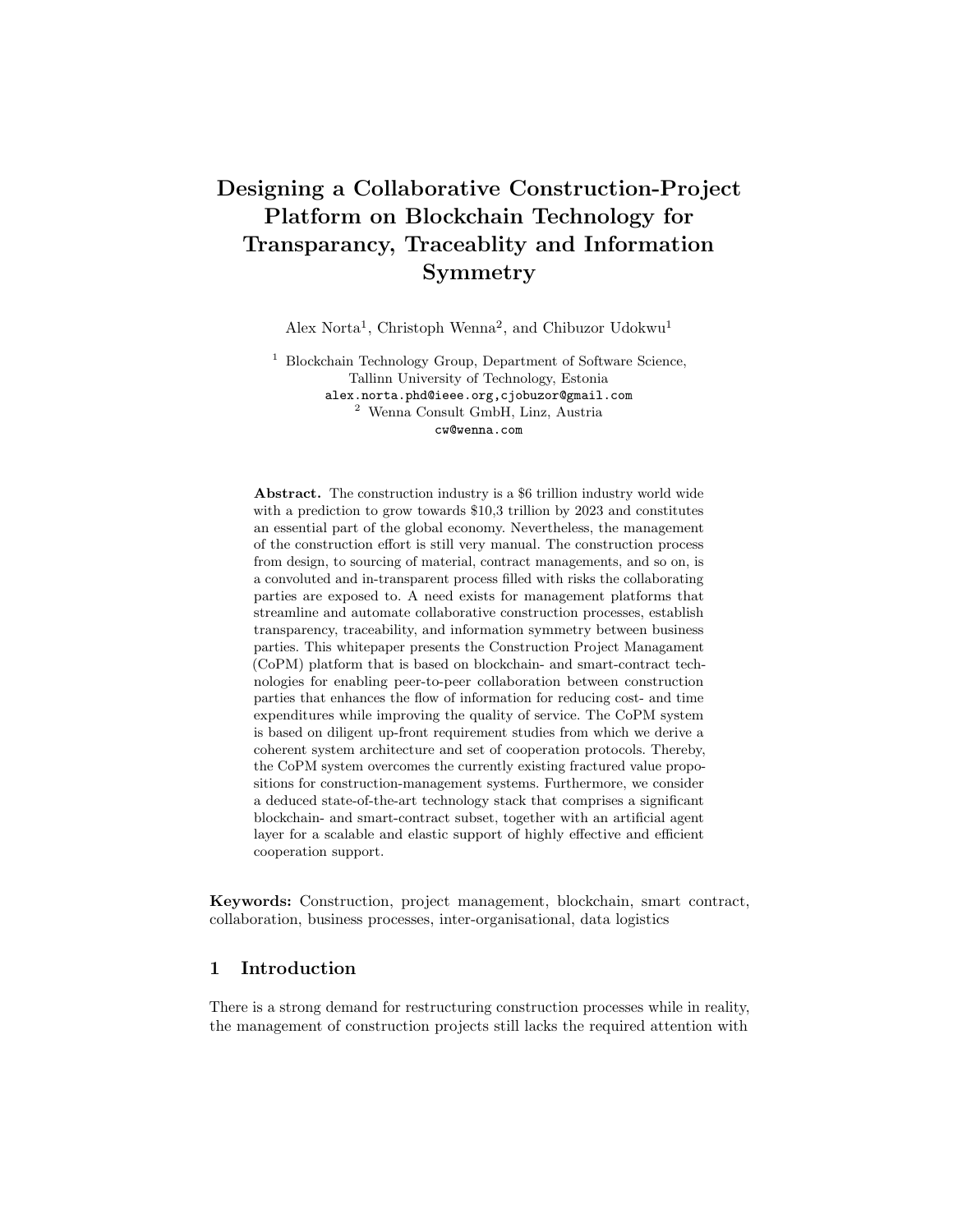# Designing a Collaborative Construction-Project Platform on Blockchain Technology for Transparancy, Traceablity and Information Symmetry

Alex Norta[1], Christoph Wenna[2], and Chibuzor Udokwu[1]

[1] Blockchain Technology Group, Department of Software Science, Tallinn University of Technology, Estonia
alex.norta.phd@ieee.org,cjobuzor@gmail.com
[2] Wenna Consult GmbH, Linz, Austria
cw@wenna.com

**Abstract.** The construction industry is a $6 trillion industry world wide with a prediction to grow towards $10,3 trillion by 2023 and constitutes an essential part of the global economy. Nevertheless, the management of the construction effort is still very manual. The construction process from design, to sourcing of material, contract managements, and so on, is a convoluted and in-transparent process filled with risks the collaborating parties are exposed to. A need exists for management platforms that streamline and automate collaborative construction processes, establish transparency, traceability, and information symmetry between business parties. This whitepaper presents the Construction Project Managament (CoPM) platform that is based on blockchain- and smart-contract technologies for enabling peer-to-peer collaboration between construction parties that enhances the flow of information for reducing cost- and time expenditures while improving the quality of service. The CoPM system is based on diligent up-front requirement studies from which we derive a coherent system architecture and set of cooperation protocols. Thereby, the CoPM system overcomes the currently existing fractured value propositions for construction-management systems. Furthermore, we consider a deduced state-of-the-art technology stack that comprises a significant blockchain- and smart-contract subset, together with an artificial agent layer for a scalable and elastic support of highly effective and efficient cooperation support.

**Keywords:** Construction, project management, blockchain, smart contract, collaboration, business processes, inter-organisational, data logistics

## 1 Introduction

There is a strong demand for restructuring construction processes while in reality, the management of construction projects still lacks the required attention with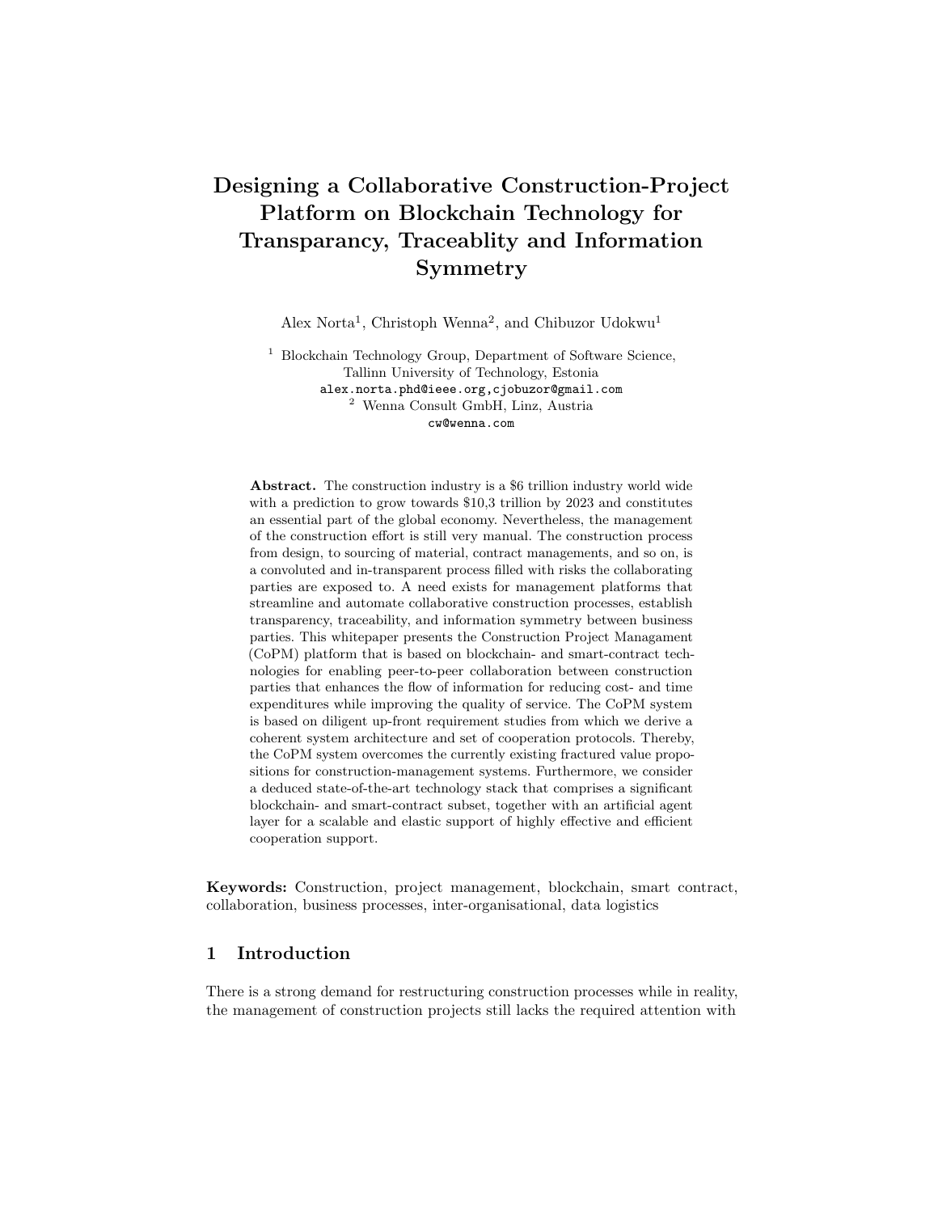# Designing a Collaborative Construction-Project Platform on Blockchain Technology for Transparancy, Traceablity and Information Symmetry

Alex Norta[1], Christoph Wenna[2], and Chibuzor Udokwu[1]

[1] Blockchain Technology Group, Department of Software Science, Tallinn University of Technology, Estonia
alex.norta.phd@ieee.org,cjobuzor@gmail.com
[2] Wenna Consult GmbH, Linz, Austria
cw@wenna.com

**Abstract.** The construction industry is a $6 trillion industry world wide with a prediction to grow towards $10,3 trillion by 2023 and constitutes an essential part of the global economy. Nevertheless, the management of the construction effort is still very manual. The construction process from design, to sourcing of material, contract managements, and so on, is a convoluted and in-transparent process filled with risks the collaborating parties are exposed to. A need exists for management platforms that streamline and automate collaborative construction processes, establish transparency, traceability, and information symmetry between business parties. This whitepaper presents the Construction Project Managament (CoPM) platform that is based on blockchain- and smart-contract technologies for enabling peer-to-peer collaboration between construction parties that enhances the flow of information for reducing cost- and time expenditures while improving the quality of service. The CoPM system is based on diligent up-front requirement studies from which we derive a coherent system architecture and set of cooperation protocols. Thereby, the CoPM system overcomes the currently existing fractured value propositions for construction-management systems. Furthermore, we consider a deduced state-of-the-art technology stack that comprises a significant blockchain- and smart-contract subset, together with an artificial agent layer for a scalable and elastic support of highly effective and efficient cooperation support.

**Keywords:** Construction, project management, blockchain, smart contract, collaboration, business processes, inter-organisational, data logistics

## 1 Introduction

There is a strong demand for restructuring construction processes while in reality, the management of construction projects still lacks the required attention with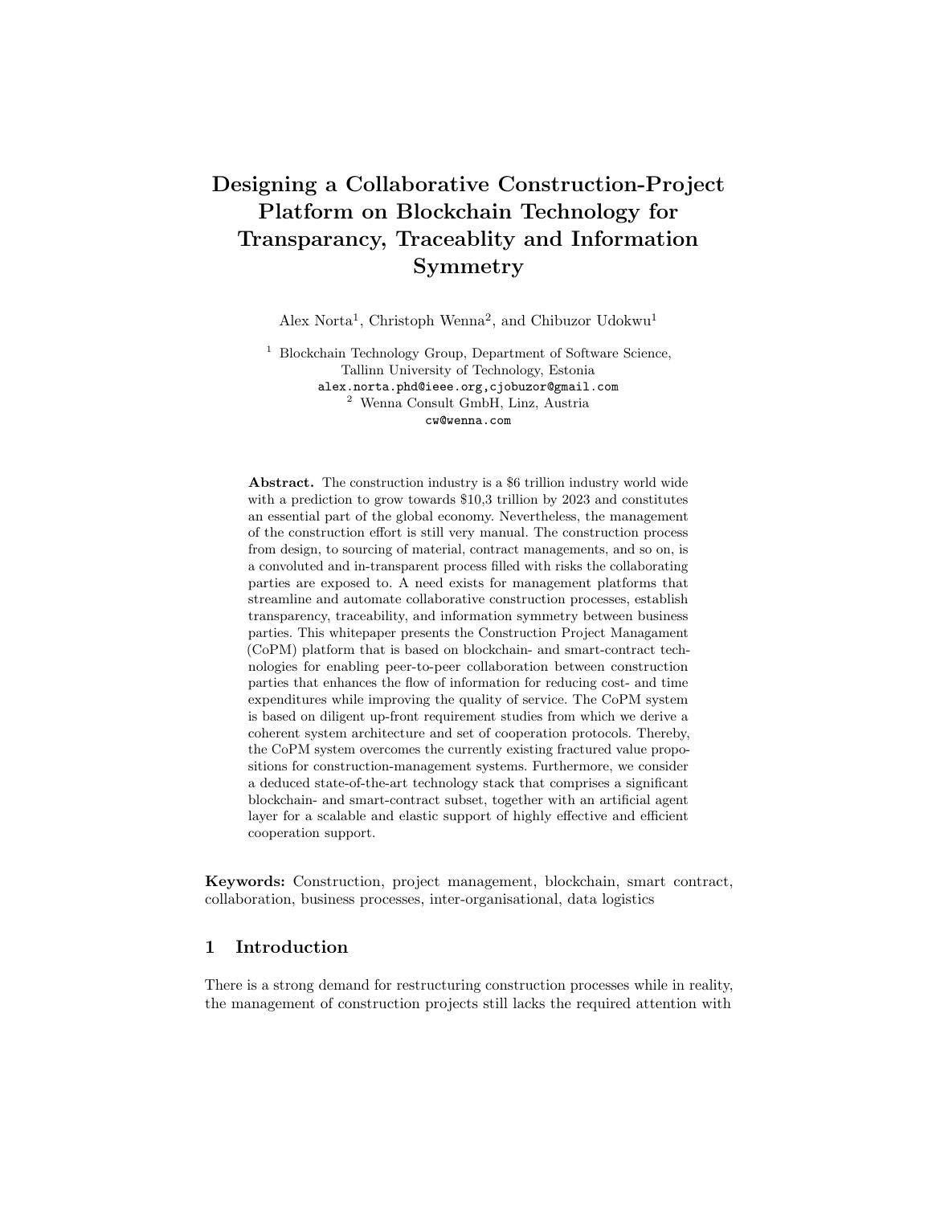# Designing a Collaborative Construction-Project Platform on Blockchain Technology for Transparancy, Traceablity and Information Symmetry

Alex Norta[1], Christoph Wenna[2], and Chibuzor Udokwu[1]

[1] Blockchain Technology Group, Department of Software Science, Tallinn University of Technology, Estonia
alex.norta.phd@ieee.org,cjobuzor@gmail.com
[2] Wenna Consult GmbH, Linz, Austria
cw@wenna.com

**Abstract.** The construction industry is a $6 trillion industry world wide with a prediction to grow towards $10,3 trillion by 2023 and constitutes an essential part of the global economy. Nevertheless, the management of the construction effort is still very manual. The construction process from design, to sourcing of material, contract managements, and so on, is a convoluted and in-transparent process filled with risks the collaborating parties are exposed to. A need exists for management platforms that streamline and automate collaborative construction processes, establish transparency, traceability, and information symmetry between business parties. This whitepaper presents the Construction Project Managament (CoPM) platform that is based on blockchain- and smart-contract technologies for enabling peer-to-peer collaboration between construction parties that enhances the flow of information for reducing cost- and time expenditures while improving the quality of service. The CoPM system is based on diligent up-front requirement studies from which we derive a coherent system architecture and set of cooperation protocols. Thereby, the CoPM system overcomes the currently existing fractured value propositions for construction-management systems. Furthermore, we consider a deduced state-of-the-art technology stack that comprises a significant blockchain- and smart-contract subset, together with an artificial agent layer for a scalable and elastic support of highly effective and efficient cooperation support.

**Keywords:** Construction, project management, blockchain, smart contract, collaboration, business processes, inter-organisational, data logistics

## 1 Introduction

There is a strong demand for restructuring construction processes while in reality, the management of construction projects still lacks the required attention with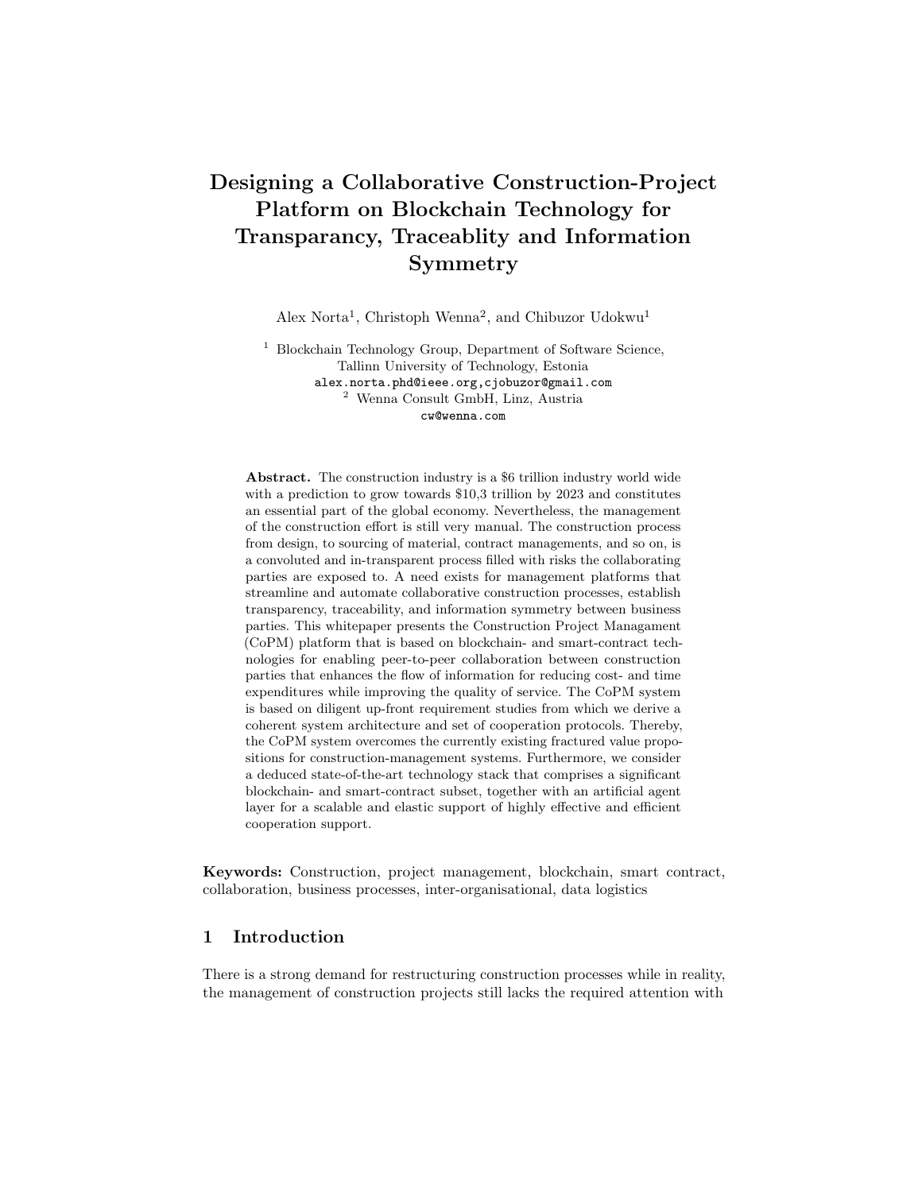# Designing a Collaborative Construction-Project Platform on Blockchain Technology for Transparancy, Traceablity and Information Symmetry

Alex Norta[1], Christoph Wenna[2], and Chibuzor Udokwu[1]

[1] Blockchain Technology Group, Department of Software Science, Tallinn University of Technology, Estonia
alex.norta.phd@ieee.org,cjobuzor@gmail.com
[2] Wenna Consult GmbH, Linz, Austria
cw@wenna.com

**Abstract.** The construction industry is a $6 trillion industry world wide with a prediction to grow towards $10,3 trillion by 2023 and constitutes an essential part of the global economy. Nevertheless, the management of the construction effort is still very manual. The construction process from design, to sourcing of material, contract managements, and so on, is a convoluted and in-transparent process filled with risks the collaborating parties are exposed to. A need exists for management platforms that streamline and automate collaborative construction processes, establish transparency, traceability, and information symmetry between business parties. This whitepaper presents the Construction Project Managament (CoPM) platform that is based on blockchain- and smart-contract technologies for enabling peer-to-peer collaboration between construction parties that enhances the flow of information for reducing cost- and time expenditures while improving the quality of service. The CoPM system is based on diligent up-front requirement studies from which we derive a coherent system architecture and set of cooperation protocols. Thereby, the CoPM system overcomes the currently existing fractured value propositions for construction-management systems. Furthermore, we consider a deduced state-of-the-art technology stack that comprises a significant blockchain- and smart-contract subset, together with an artificial agent layer for a scalable and elastic support of highly effective and efficient cooperation support.

**Keywords:** Construction, project management, blockchain, smart contract, collaboration, business processes, inter-organisational, data logistics

## 1 Introduction

There is a strong demand for restructuring construction processes while in reality, the management of construction projects still lacks the required attention with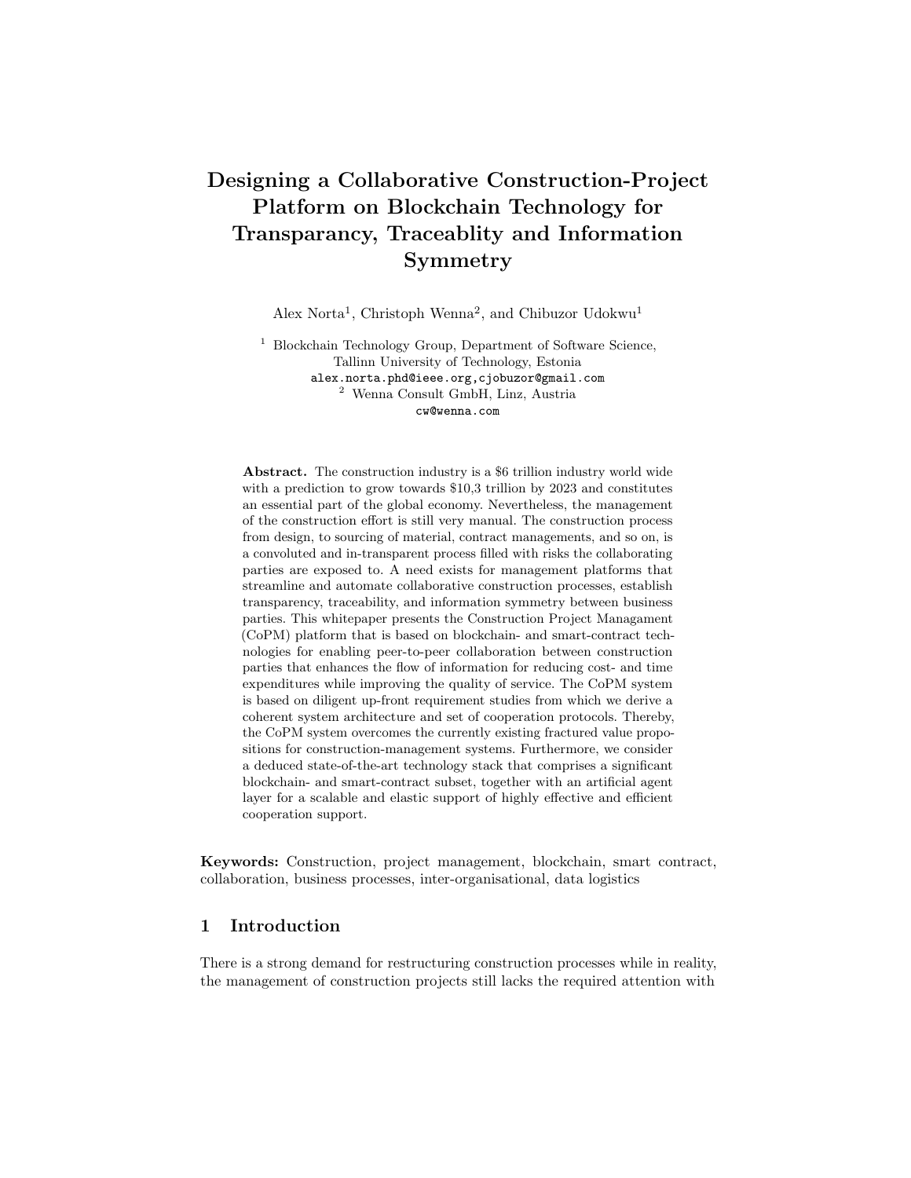# Designing a Collaborative Construction-Project Platform on Blockchain Technology for Transparancy, Traceablity and Information Symmetry

Alex Norta[1], Christoph Wenna[2], and Chibuzor Udokwu[1]

[1] Blockchain Technology Group, Department of Software Science, Tallinn University of Technology, Estonia
`alex.norta.phd@ieee.org,cjobuzor@gmail.com`
[2] Wenna Consult GmbH, Linz, Austria
`cw@wenna.com`

**Abstract.** The construction industry is a $6 trillion industry world wide with a prediction to grow towards $10,3 trillion by 2023 and constitutes an essential part of the global economy. Nevertheless, the management of the construction effort is still very manual. The construction process from design, to sourcing of material, contract managements, and so on, is a convoluted and in-transparent process filled with risks the collaborating parties are exposed to. A need exists for management platforms that streamline and automate collaborative construction processes, establish transparency, traceability, and information symmetry between business parties. This whitepaper presents the Construction Project Managament (CoPM) platform that is based on blockchain- and smart-contract technologies for enabling peer-to-peer collaboration between construction parties that enhances the flow of information for reducing cost- and time expenditures while improving the quality of service. The CoPM system is based on diligent up-front requirement studies from which we derive a coherent system architecture and set of cooperation protocols. Thereby, the CoPM system overcomes the currently existing fractured value propositions for construction-management systems. Furthermore, we consider a deduced state-of-the-art technology stack that comprises a significant blockchain- and smart-contract subset, together with an artificial agent layer for a scalable and elastic support of highly effective and efficient cooperation support.

**Keywords:** Construction, project management, blockchain, smart contract, collaboration, business processes, inter-organisational, data logistics

## 1 Introduction

There is a strong demand for restructuring construction processes while in reality, the management of construction projects still lacks the required attention with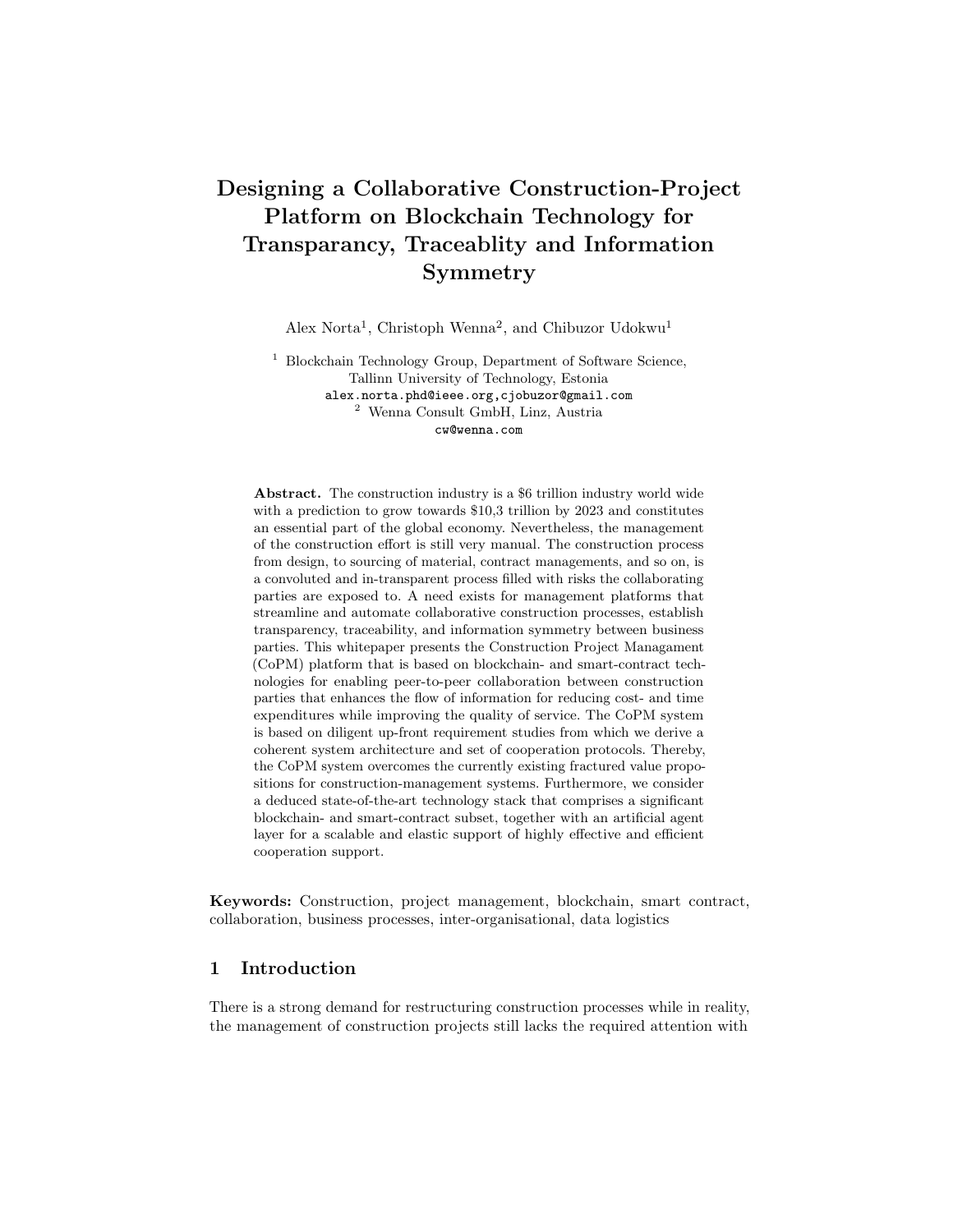# Designing a Collaborative Construction-Project Platform on Blockchain Technology for Transparancy, Traceablity and Information Symmetry

Alex Norta[1], Christoph Wenna[2], and Chibuzor Udokwu[1]

[1] Blockchain Technology Group, Department of Software Science, Tallinn University of Technology, Estonia
alex.norta.phd@ieee.org,cjobuzor@gmail.com
[2] Wenna Consult GmbH, Linz, Austria
cw@wenna.com

**Abstract.** The construction industry is a $6 trillion industry world wide with a prediction to grow towards $10,3 trillion by 2023 and constitutes an essential part of the global economy. Nevertheless, the management of the construction effort is still very manual. The construction process from design, to sourcing of material, contract managements, and so on, is a convoluted and in-transparent process filled with risks the collaborating parties are exposed to. A need exists for management platforms that streamline and automate collaborative construction processes, establish transparency, traceability, and information symmetry between business parties. This whitepaper presents the Construction Project Managament (CoPM) platform that is based on blockchain- and smart-contract technologies for enabling peer-to-peer collaboration between construction parties that enhances the flow of information for reducing cost- and time expenditures while improving the quality of service. The CoPM system is based on diligent up-front requirement studies from which we derive a coherent system architecture and set of cooperation protocols. Thereby, the CoPM system overcomes the currently existing fractured value propositions for construction-management systems. Furthermore, we consider a deduced state-of-the-art technology stack that comprises a significant blockchain- and smart-contract subset, together with an artificial agent layer for a scalable and elastic support of highly effective and efficient cooperation support.

**Keywords:** Construction, project management, blockchain, smart contract, collaboration, business processes, inter-organisational, data logistics

## 1 Introduction

There is a strong demand for restructuring construction processes while in reality, the management of construction projects still lacks the required attention with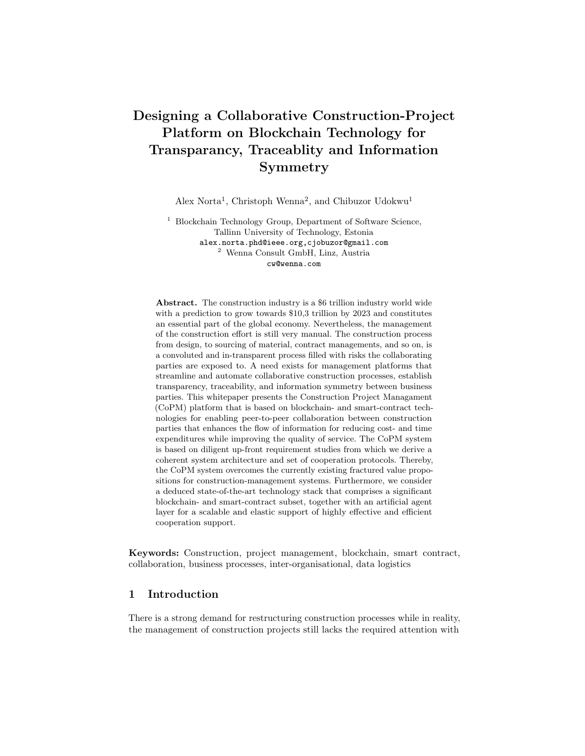# Designing a Collaborative Construction-Project Platform on Blockchain Technology for Transparancy, Traceablity and Information Symmetry

Alex Norta[1], Christoph Wenna[2], and Chibuzor Udokwu[1]

[1] Blockchain Technology Group, Department of Software Science, Tallinn University of Technology, Estonia
alex.norta.phd@ieee.org,cjobuzor@gmail.com
[2] Wenna Consult GmbH, Linz, Austria
cw@wenna.com

**Abstract.** The construction industry is a $6 trillion industry world wide with a prediction to grow towards $10,3 trillion by 2023 and constitutes an essential part of the global economy. Nevertheless, the management of the construction effort is still very manual. The construction process from design, to sourcing of material, contract managements, and so on, is a convoluted and in-transparent process filled with risks the collaborating parties are exposed to. A need exists for management platforms that streamline and automate collaborative construction processes, establish transparency, traceability, and information symmetry between business parties. This whitepaper presents the Construction Project Managament (CoPM) platform that is based on blockchain- and smart-contract technologies for enabling peer-to-peer collaboration between construction parties that enhances the flow of information for reducing cost- and time expenditures while improving the quality of service. The CoPM system is based on diligent up-front requirement studies from which we derive a coherent system architecture and set of cooperation protocols. Thereby, the CoPM system overcomes the currently existing fractured value propositions for construction-management systems. Furthermore, we consider a deduced state-of-the-art technology stack that comprises a significant blockchain- and smart-contract subset, together with an artificial agent layer for a scalable and elastic support of highly effective and efficient cooperation support.

**Keywords:** Construction, project management, blockchain, smart contract, collaboration, business processes, inter-organisational, data logistics

## 1 Introduction

There is a strong demand for restructuring construction processes while in reality, the management of construction projects still lacks the required attention with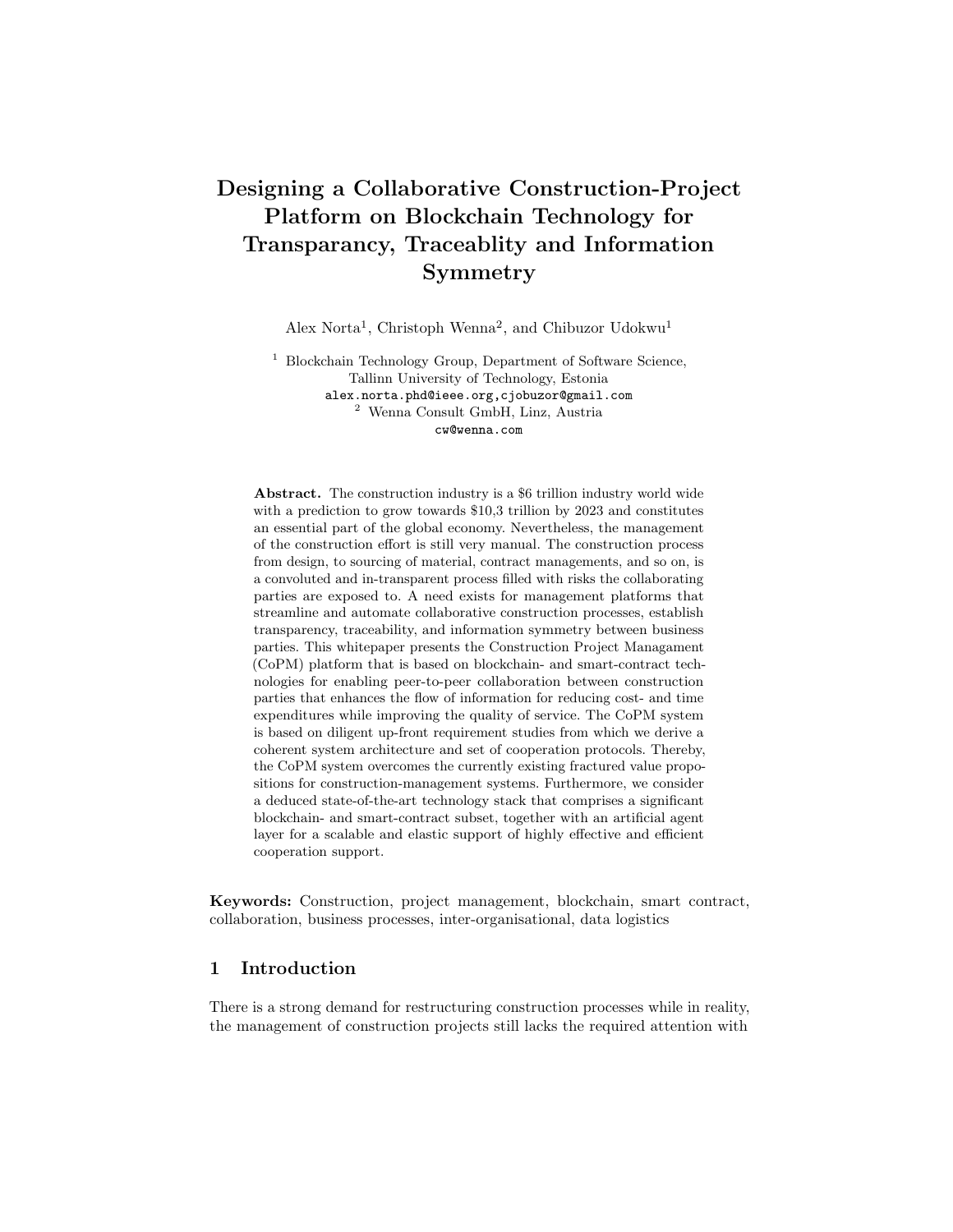# Designing a Collaborative Construction-Project Platform on Blockchain Technology for Transparancy, Traceablity and Information Symmetry

Alex Norta[1], Christoph Wenna[2], and Chibuzor Udokwu[1]

[1] Blockchain Technology Group, Department of Software Science, Tallinn University of Technology, Estonia
alex.norta.phd@ieee.org,cjobuzor@gmail.com
[2] Wenna Consult GmbH, Linz, Austria
cw@wenna.com

**Abstract.** The construction industry is a $6 trillion industry world wide with a prediction to grow towards $10,3 trillion by 2023 and constitutes an essential part of the global economy. Nevertheless, the management of the construction effort is still very manual. The construction process from design, to sourcing of material, contract managements, and so on, is a convoluted and in-transparent process filled with risks the collaborating parties are exposed to. A need exists for management platforms that streamline and automate collaborative construction processes, establish transparency, traceability, and information symmetry between business parties. This whitepaper presents the Construction Project Managament (CoPM) platform that is based on blockchain- and smart-contract technologies for enabling peer-to-peer collaboration between construction parties that enhances the flow of information for reducing cost- and time expenditures while improving the quality of service. The CoPM system is based on diligent up-front requirement studies from which we derive a coherent system architecture and set of cooperation protocols. Thereby, the CoPM system overcomes the currently existing fractured value propositions for construction-management systems. Furthermore, we consider a deduced state-of-the-art technology stack that comprises a significant blockchain- and smart-contract subset, together with an artificial agent layer for a scalable and elastic support of highly effective and efficient cooperation support.

**Keywords:** Construction, project management, blockchain, smart contract, collaboration, business processes, inter-organisational, data logistics

## 1 Introduction

There is a strong demand for restructuring construction processes while in reality, the management of construction projects still lacks the required attention with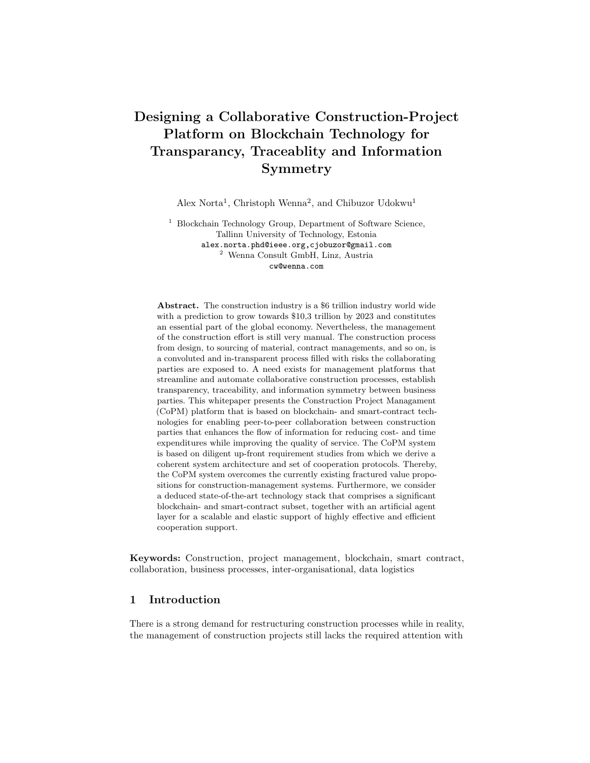# Designing a Collaborative Construction-Project Platform on Blockchain Technology for Transparancy, Traceablity and Information Symmetry

Alex Norta[1], Christoph Wenna[2], and Chibuzor Udokwu[1]

[1] Blockchain Technology Group, Department of Software Science, Tallinn University of Technology, Estonia
alex.norta.phd@ieee.org,cjobuzor@gmail.com
[2] Wenna Consult GmbH, Linz, Austria
cw@wenna.com

**Abstract.** The construction industry is a \$6 trillion industry world wide with a prediction to grow towards \$10,3 trillion by 2023 and constitutes an essential part of the global economy. Nevertheless, the management of the construction effort is still very manual. The construction process from design, to sourcing of material, contract managements, and so on, is a convoluted and in-transparent process filled with risks the collaborating parties are exposed to. A need exists for management platforms that streamline and automate collaborative construction processes, establish transparency, traceability, and information symmetry between business parties. This whitepaper presents the Construction Project Managament (CoPM) platform that is based on blockchain- and smart-contract technologies for enabling peer-to-peer collaboration between construction parties that enhances the flow of information for reducing cost- and time expenditures while improving the quality of service. The CoPM system is based on diligent up-front requirement studies from which we derive a coherent system architecture and set of cooperation protocols. Thereby, the CoPM system overcomes the currently existing fractured value propositions for construction-management systems. Furthermore, we consider a deduced state-of-the-art technology stack that comprises a significant blockchain- and smart-contract subset, together with an artificial agent layer for a scalable and elastic support of highly effective and efficient cooperation support.

**Keywords:** Construction, project management, blockchain, smart contract, collaboration, business processes, inter-organisational, data logistics

## 1 Introduction

There is a strong demand for restructuring construction processes while in reality, the management of construction projects still lacks the required attention with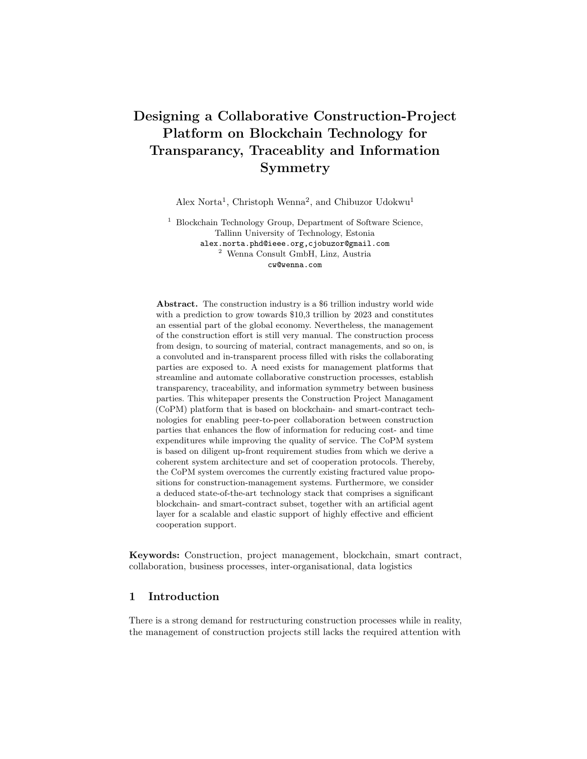# Designing a Collaborative Construction-Project Platform on Blockchain Technology for Transparancy, Traceablity and Information Symmetry

Alex Norta[1], Christoph Wenna[2], and Chibuzor Udokwu[1]

[1] Blockchain Technology Group, Department of Software Science, Tallinn University of Technology, Estonia
alex.norta.phd@ieee.org,cjobuzor@gmail.com
[2] Wenna Consult GmbH, Linz, Austria
cw@wenna.com

**Abstract.** The construction industry is a \$6 trillion industry world wide with a prediction to grow towards \$10,3 trillion by 2023 and constitutes an essential part of the global economy. Nevertheless, the management of the construction effort is still very manual. The construction process from design, to sourcing of material, contract managements, and so on, is a convoluted and in-transparent process filled with risks the collaborating parties are exposed to. A need exists for management platforms that streamline and automate collaborative construction processes, establish transparency, traceability, and information symmetry between business parties. This whitepaper presents the Construction Project Managament (CoPM) platform that is based on blockchain- and smart-contract technologies for enabling peer-to-peer collaboration between construction parties that enhances the flow of information for reducing cost- and time expenditures while improving the quality of service. The CoPM system is based on diligent up-front requirement studies from which we derive a coherent system architecture and set of cooperation protocols. Thereby, the CoPM system overcomes the currently existing fractured value propositions for construction-management systems. Furthermore, we consider a deduced state-of-the-art technology stack that comprises a significant blockchain- and smart-contract subset, together with an artificial agent layer for a scalable and elastic support of highly effective and efficient cooperation support.

**Keywords:** Construction, project management, blockchain, smart contract, collaboration, business processes, inter-organisational, data logistics

## 1 Introduction

There is a strong demand for restructuring construction processes while in reality, the management of construction projects still lacks the required attention with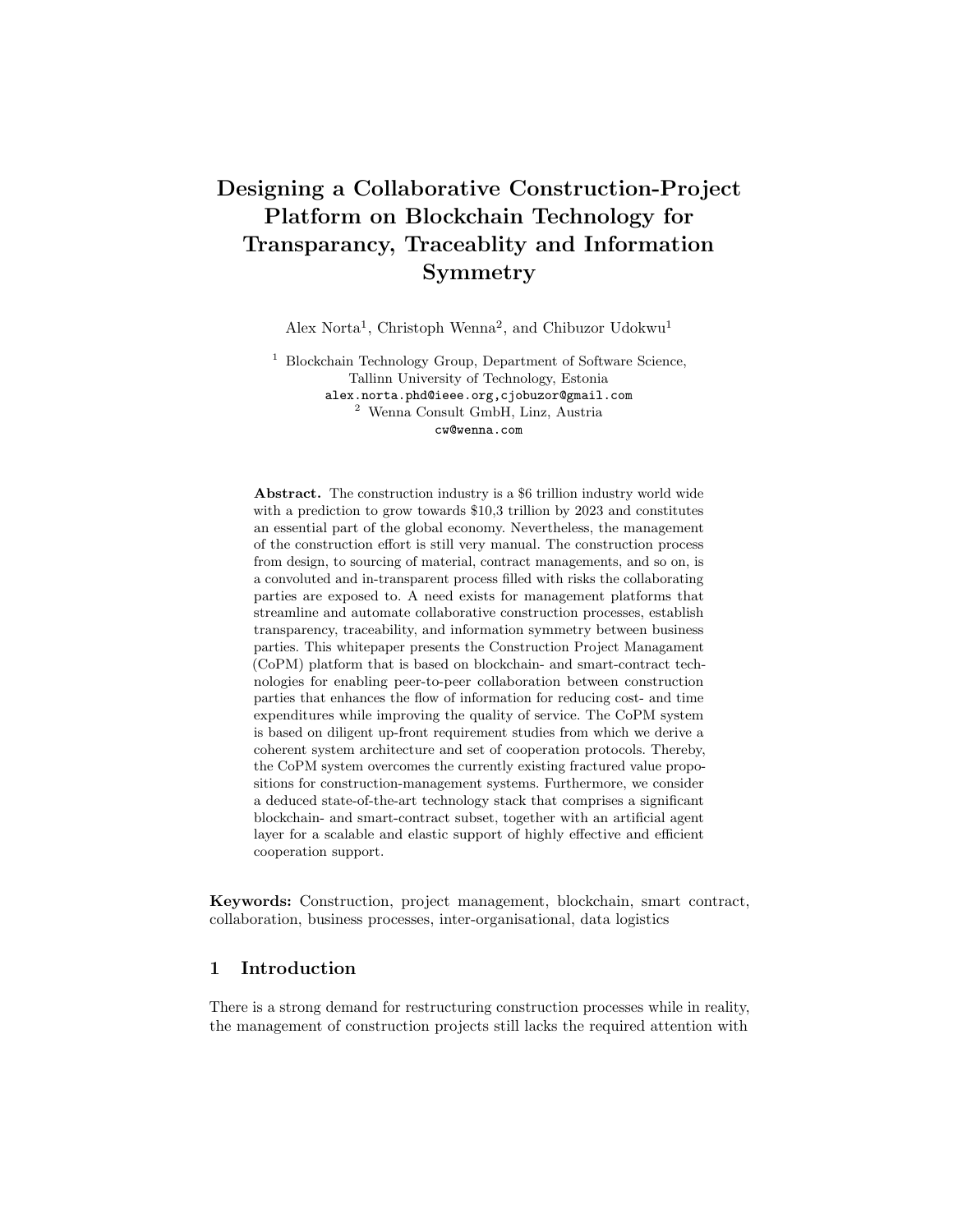# Designing a Collaborative Construction-Project Platform on Blockchain Technology for Transparancy, Traceablity and Information Symmetry

Alex Norta[1], Christoph Wenna[2], and Chibuzor Udokwu[1]

[1] Blockchain Technology Group, Department of Software Science, Tallinn University of Technology, Estonia
alex.norta.phd@ieee.org,cjobuzor@gmail.com
[2] Wenna Consult GmbH, Linz, Austria
cw@wenna.com

**Abstract.** The construction industry is a $6 trillion industry world wide with a prediction to grow towards $10,3 trillion by 2023 and constitutes an essential part of the global economy. Nevertheless, the management of the construction effort is still very manual. The construction process from design, to sourcing of material, contract managements, and so on, is a convoluted and in-transparent process filled with risks the collaborating parties are exposed to. A need exists for management platforms that streamline and automate collaborative construction processes, establish transparency, traceability, and information symmetry between business parties. This whitepaper presents the Construction Project Managament (CoPM) platform that is based on blockchain- and smart-contract technologies for enabling peer-to-peer collaboration between construction parties that enhances the flow of information for reducing cost- and time expenditures while improving the quality of service. The CoPM system is based on diligent up-front requirement studies from which we derive a coherent system architecture and set of cooperation protocols. Thereby, the CoPM system overcomes the currently existing fractured value propositions for construction-management systems. Furthermore, we consider a deduced state-of-the-art technology stack that comprises a significant blockchain- and smart-contract subset, together with an artificial agent layer for a scalable and elastic support of highly effective and efficient cooperation support.

**Keywords:** Construction, project management, blockchain, smart contract, collaboration, business processes, inter-organisational, data logistics

## 1 Introduction

There is a strong demand for restructuring construction processes while in reality, the management of construction projects still lacks the required attention with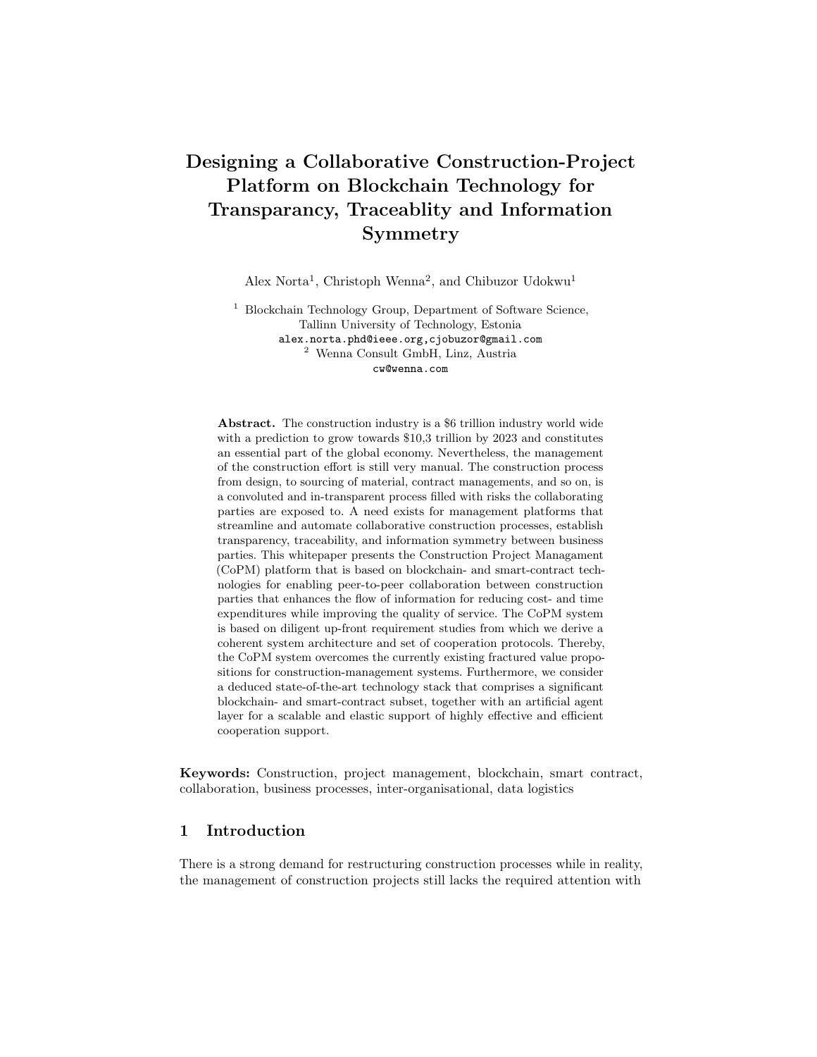# Designing a Collaborative Construction-Project Platform on Blockchain Technology for Transparancy, Traceablity and Information Symmetry

Alex Norta[1], Christoph Wenna[2], and Chibuzor Udokwu[1]

[1] Blockchain Technology Group, Department of Software Science, Tallinn University of Technology, Estonia
alex.norta.phd@ieee.org,cjobuzor@gmail.com
[2] Wenna Consult GmbH, Linz, Austria
cw@wenna.com

**Abstract.** The construction industry is a $6 trillion industry world wide with a prediction to grow towards $10,3 trillion by 2023 and constitutes an essential part of the global economy. Nevertheless, the management of the construction effort is still very manual. The construction process from design, to sourcing of material, contract managements, and so on, is a convoluted and in-transparent process filled with risks the collaborating parties are exposed to. A need exists for management platforms that streamline and automate collaborative construction processes, establish transparency, traceability, and information symmetry between business parties. This whitepaper presents the Construction Project Managament (CoPM) platform that is based on blockchain- and smart-contract technologies for enabling peer-to-peer collaboration between construction parties that enhances the flow of information for reducing cost- and time expenditures while improving the quality of service. The CoPM system is based on diligent up-front requirement studies from which we derive a coherent system architecture and set of cooperation protocols. Thereby, the CoPM system overcomes the currently existing fractured value propositions for construction-management systems. Furthermore, we consider a deduced state-of-the-art technology stack that comprises a significant blockchain- and smart-contract subset, together with an artificial agent layer for a scalable and elastic support of highly effective and efficient cooperation support.

**Keywords:** Construction, project management, blockchain, smart contract, collaboration, business processes, inter-organisational, data logistics

## 1 Introduction

There is a strong demand for restructuring construction processes while in reality, the management of construction projects still lacks the required attention with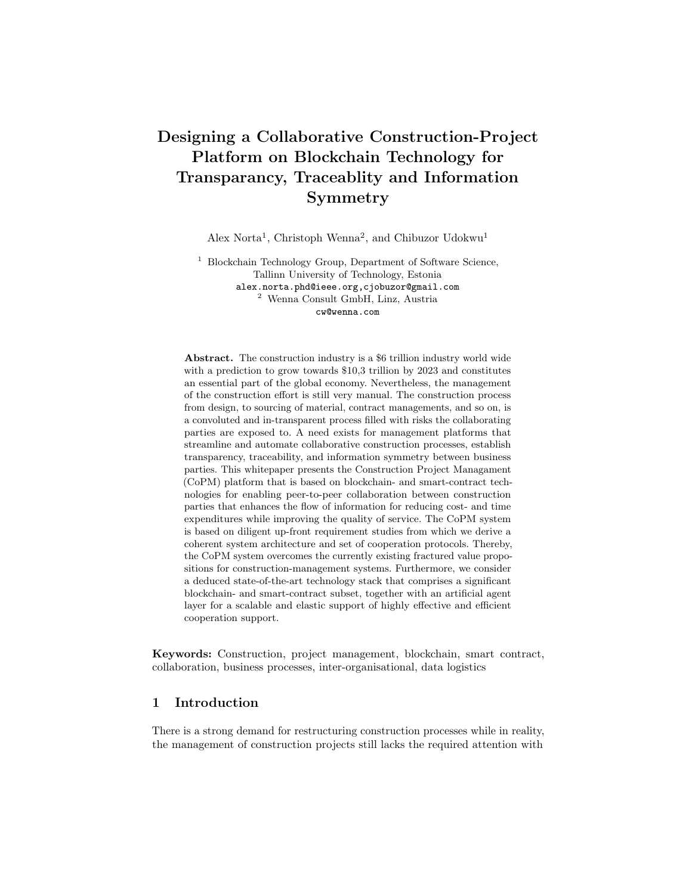# Designing a Collaborative Construction-Project Platform on Blockchain Technology for Transparancy, Traceablity and Information Symmetry

Alex Norta[1], Christoph Wenna[2], and Chibuzor Udokwu[1]

[1] Blockchain Technology Group, Department of Software Science, Tallinn University of Technology, Estonia
alex.norta.phd@ieee.org,cjobuzor@gmail.com

[2] Wenna Consult GmbH, Linz, Austria
cw@wenna.com

**Abstract.** The construction industry is a $6 trillion industry world wide with a prediction to grow towards $10,3 trillion by 2023 and constitutes an essential part of the global economy. Nevertheless, the management of the construction effort is still very manual. The construction process from design, to sourcing of material, contract managements, and so on, is a convoluted and in-transparent process filled with risks the collaborating parties are exposed to. A need exists for management platforms that streamline and automate collaborative construction processes, establish transparency, traceability, and information symmetry between business parties. This whitepaper presents the Construction Project Managament (CoPM) platform that is based on blockchain- and smart-contract technologies for enabling peer-to-peer collaboration between construction parties that enhances the flow of information for reducing cost- and time expenditures while improving the quality of service. The CoPM system is based on diligent up-front requirement studies from which we derive a coherent system architecture and set of cooperation protocols. Thereby, the CoPM system overcomes the currently existing fractured value propositions for construction-management systems. Furthermore, we consider a deduced state-of-the-art technology stack that comprises a significant blockchain- and smart-contract subset, together with an artificial agent layer for a scalable and elastic support of highly effective and efficient cooperation support.

**Keywords:** Construction, project management, blockchain, smart contract, collaboration, business processes, inter-organisational, data logistics

## 1 Introduction

There is a strong demand for restructuring construction processes while in reality, the management of construction projects still lacks the required attention with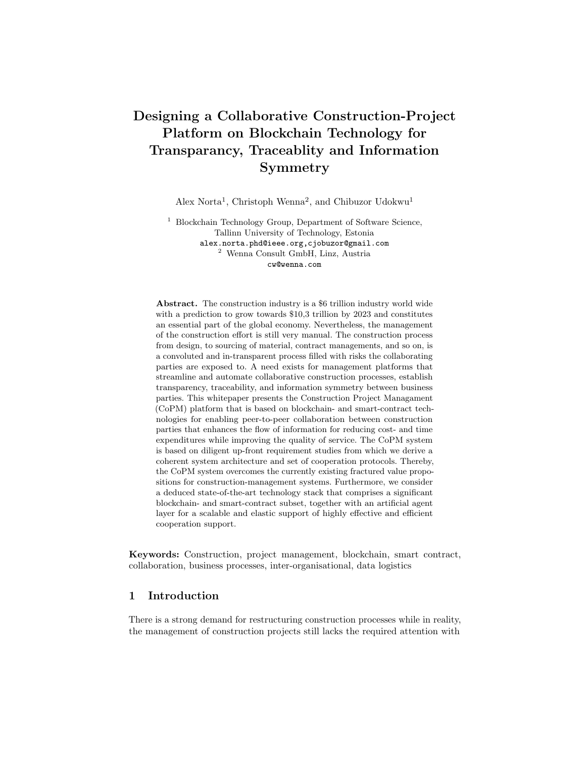# Designing a Collaborative Construction-Project Platform on Blockchain Technology for Transparancy, Traceablity and Information Symmetry

Alex Norta[1], Christoph Wenna[2], and Chibuzor Udokwu[1]

[1] Blockchain Technology Group, Department of Software Science, Tallinn University of Technology, Estonia
alex.norta.phd@ieee.org,cjobuzor@gmail.com
[2] Wenna Consult GmbH, Linz, Austria
cw@wenna.com

**Abstract.** The construction industry is a $6 trillion industry world wide with a prediction to grow towards $10,3 trillion by 2023 and constitutes an essential part of the global economy. Nevertheless, the management of the construction effort is still very manual. The construction process from design, to sourcing of material, contract managements, and so on, is a convoluted and in-transparent process filled with risks the collaborating parties are exposed to. A need exists for management platforms that streamline and automate collaborative construction processes, establish transparency, traceability, and information symmetry between business parties. This whitepaper presents the Construction Project Managament (CoPM) platform that is based on blockchain- and smart-contract technologies for enabling peer-to-peer collaboration between construction parties that enhances the flow of information for reducing cost- and time expenditures while improving the quality of service. The CoPM system is based on diligent up-front requirement studies from which we derive a coherent system architecture and set of cooperation protocols. Thereby, the CoPM system overcomes the currently existing fractured value propositions for construction-management systems. Furthermore, we consider a deduced state-of-the-art technology stack that comprises a significant blockchain- and smart-contract subset, together with an artificial agent layer for a scalable and elastic support of highly effective and efficient cooperation support.

**Keywords:** Construction, project management, blockchain, smart contract, collaboration, business processes, inter-organisational, data logistics

## 1 Introduction

There is a strong demand for restructuring construction processes while in reality, the management of construction projects still lacks the required attention with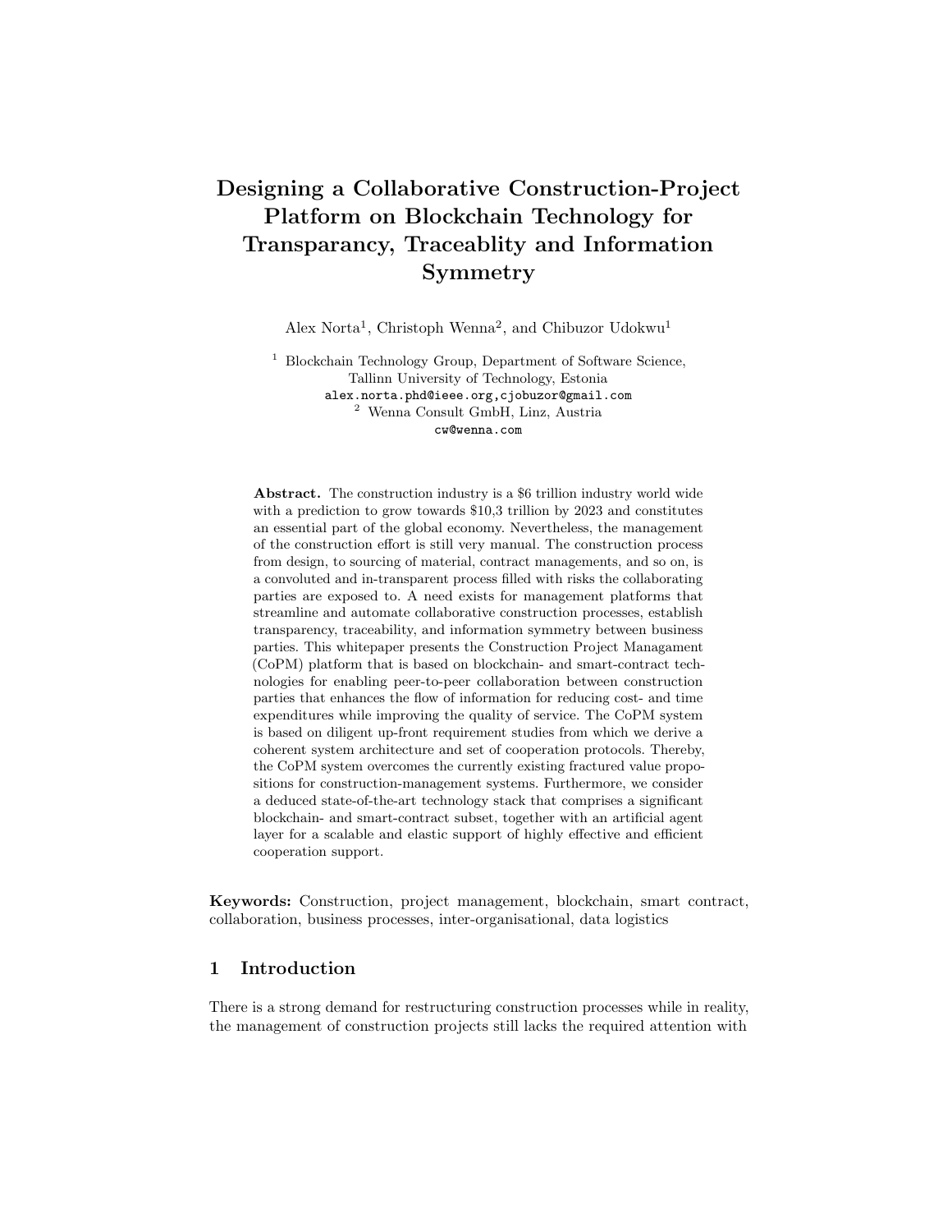# Designing a Collaborative Construction-Project Platform on Blockchain Technology for Transparancy, Traceablity and Information Symmetry

Alex Norta[1], Christoph Wenna[2], and Chibuzor Udokwu[1]

[1] Blockchain Technology Group, Department of Software Science, Tallinn University of Technology, Estonia
alex.norta.phd@ieee.org,cjobuzor@gmail.com
[2] Wenna Consult GmbH, Linz, Austria
cw@wenna.com

**Abstract.** The construction industry is a $6 trillion industry world wide with a prediction to grow towards $10,3 trillion by 2023 and constitutes an essential part of the global economy. Nevertheless, the management of the construction effort is still very manual. The construction process from design, to sourcing of material, contract managements, and so on, is a convoluted and in-transparent process filled with risks the collaborating parties are exposed to. A need exists for management platforms that streamline and automate collaborative construction processes, establish transparency, traceability, and information symmetry between business parties. This whitepaper presents the Construction Project Managament (CoPM) platform that is based on blockchain- and smart-contract technologies for enabling peer-to-peer collaboration between construction parties that enhances the flow of information for reducing cost- and time expenditures while improving the quality of service. The CoPM system is based on diligent up-front requirement studies from which we derive a coherent system architecture and set of cooperation protocols. Thereby, the CoPM system overcomes the currently existing fractured value propositions for construction-management systems. Furthermore, we consider a deduced state-of-the-art technology stack that comprises a significant blockchain- and smart-contract subset, together with an artificial agent layer for a scalable and elastic support of highly effective and efficient cooperation support.

**Keywords:** Construction, project management, blockchain, smart contract, collaboration, business processes, inter-organisational, data logistics

## 1 Introduction

There is a strong demand for restructuring construction processes while in reality, the management of construction projects still lacks the required attention with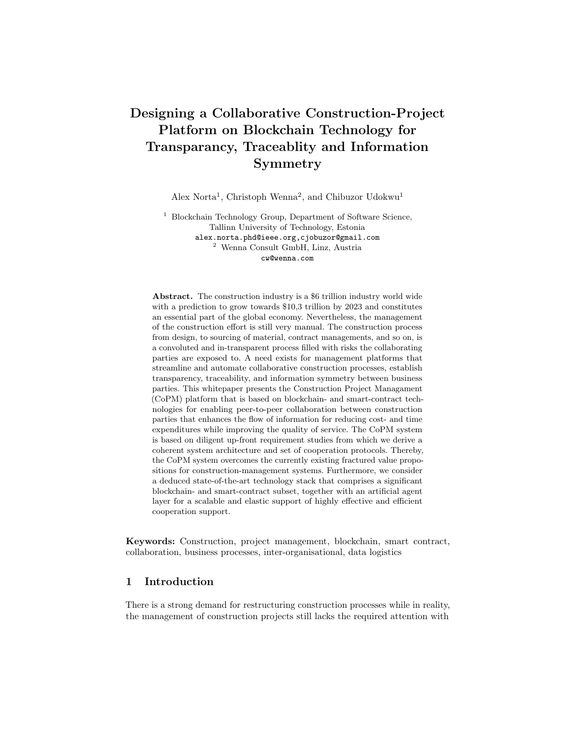# Designing a Collaborative Construction-Project Platform on Blockchain Technology for Transparancy, Traceablity and Information Symmetry

Alex Norta[1], Christoph Wenna[2], and Chibuzor Udokwu[1]

[1] Blockchain Technology Group, Department of Software Science, Tallinn University of Technology, Estonia
alex.norta.phd@ieee.org,cjobuzor@gmail.com
[2] Wenna Consult GmbH, Linz, Austria
cw@wenna.com

**Abstract.** The construction industry is a $6 trillion industry world wide with a prediction to grow towards $10,3 trillion by 2023 and constitutes an essential part of the global economy. Nevertheless, the management of the construction effort is still very manual. The construction process from design, to sourcing of material, contract managements, and so on, is a convoluted and in-transparent process filled with risks the collaborating parties are exposed to. A need exists for management platforms that streamline and automate collaborative construction processes, establish transparency, traceability, and information symmetry between business parties. This whitepaper presents the Construction Project Managament (CoPM) platform that is based on blockchain- and smart-contract technologies for enabling peer-to-peer collaboration between construction parties that enhances the flow of information for reducing cost- and time expenditures while improving the quality of service. The CoPM system is based on diligent up-front requirement studies from which we derive a coherent system architecture and set of cooperation protocols. Thereby, the CoPM system overcomes the currently existing fractured value propositions for construction-management systems. Furthermore, we consider a deduced state-of-the-art technology stack that comprises a significant blockchain- and smart-contract subset, together with an artificial agent layer for a scalable and elastic support of highly effective and efficient cooperation support.

**Keywords:** Construction, project management, blockchain, smart contract, collaboration, business processes, inter-organisational, data logistics

## 1 Introduction

There is a strong demand for restructuring construction processes while in reality, the management of construction projects still lacks the required attention with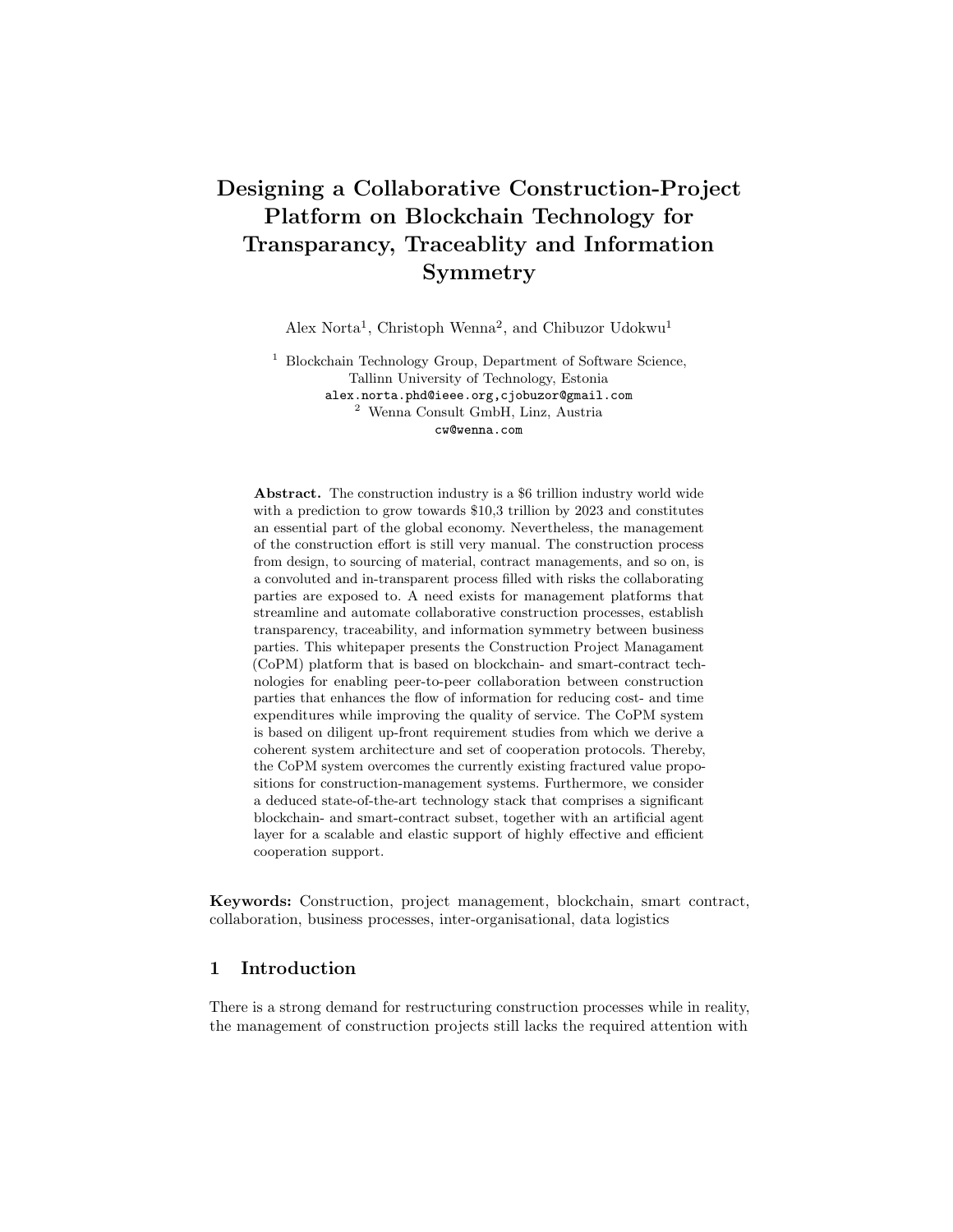# Designing a Collaborative Construction-Project Platform on Blockchain Technology for Transparancy, Traceablity and Information Symmetry

Alex Norta[1], Christoph Wenna[2], and Chibuzor Udokwu[1]

[1] Blockchain Technology Group, Department of Software Science, Tallinn University of Technology, Estonia
alex.norta.phd@ieee.org,cjobuzor@gmail.com
[2] Wenna Consult GmbH, Linz, Austria
cw@wenna.com

**Abstract.** The construction industry is a $6 trillion industry world wide with a prediction to grow towards $10,3 trillion by 2023 and constitutes an essential part of the global economy. Nevertheless, the management of the construction effort is still very manual. The construction process from design, to sourcing of material, contract managements, and so on, is a convoluted and in-transparent process filled with risks the collaborating parties are exposed to. A need exists for management platforms that streamline and automate collaborative construction processes, establish transparency, traceability, and information symmetry between business parties. This whitepaper presents the Construction Project Managament (CoPM) platform that is based on blockchain- and smart-contract technologies for enabling peer-to-peer collaboration between construction parties that enhances the flow of information for reducing cost- and time expenditures while improving the quality of service. The CoPM system is based on diligent up-front requirement studies from which we derive a coherent system architecture and set of cooperation protocols. Thereby, the CoPM system overcomes the currently existing fractured value propositions for construction-management systems. Furthermore, we consider a deduced state-of-the-art technology stack that comprises a significant blockchain- and smart-contract subset, together with an artificial agent layer for a scalable and elastic support of highly effective and efficient cooperation support.

**Keywords:** Construction, project management, blockchain, smart contract, collaboration, business processes, inter-organisational, data logistics

## 1 Introduction

There is a strong demand for restructuring construction processes while in reality, the management of construction projects still lacks the required attention with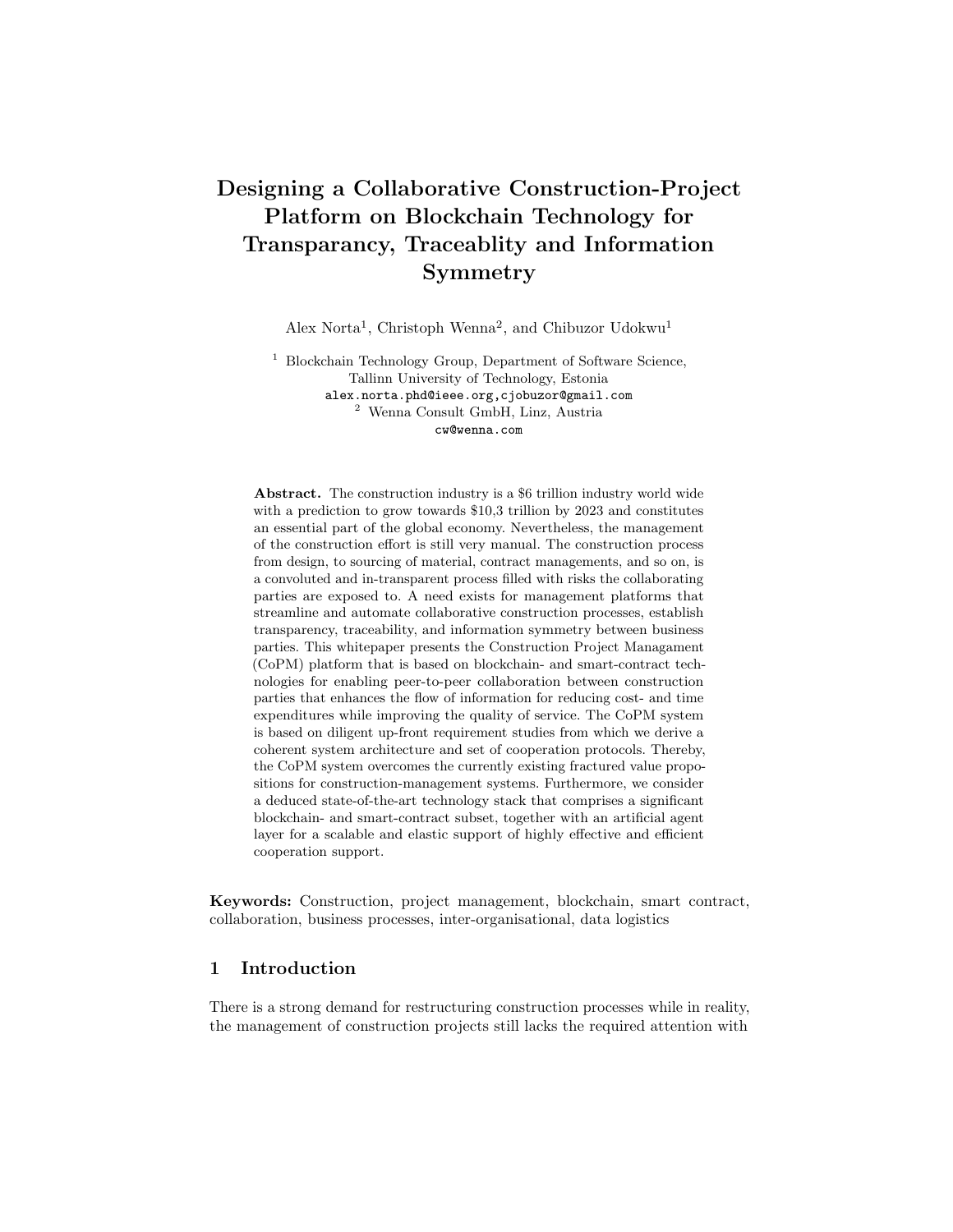# Designing a Collaborative Construction-Project Platform on Blockchain Technology for Transparancy, Traceablity and Information Symmetry

Alex Norta[1], Christoph Wenna[2], and Chibuzor Udokwu[1]

[1] Blockchain Technology Group, Department of Software Science, Tallinn University of Technology, Estonia
alex.norta.phd@ieee.org,cjobuzor@gmail.com
[2] Wenna Consult GmbH, Linz, Austria
cw@wenna.com

**Abstract.** The construction industry is a \$6 trillion industry world wide with a prediction to grow towards \$10,3 trillion by 2023 and constitutes an essential part of the global economy. Nevertheless, the management of the construction effort is still very manual. The construction process from design, to sourcing of material, contract managements, and so on, is a convoluted and in-transparent process filled with risks the collaborating parties are exposed to. A need exists for management platforms that streamline and automate collaborative construction processes, establish transparency, traceability, and information symmetry between business parties. This whitepaper presents the Construction Project Managament (CoPM) platform that is based on blockchain- and smart-contract technologies for enabling peer-to-peer collaboration between construction parties that enhances the flow of information for reducing cost- and time expenditures while improving the quality of service. The CoPM system is based on diligent up-front requirement studies from which we derive a coherent system architecture and set of cooperation protocols. Thereby, the CoPM system overcomes the currently existing fractured value propositions for construction-management systems. Furthermore, we consider a deduced state-of-the-art technology stack that comprises a significant blockchain- and smart-contract subset, together with an artificial agent layer for a scalable and elastic support of highly effective and efficient cooperation support.

**Keywords:** Construction, project management, blockchain, smart contract, collaboration, business processes, inter-organisational, data logistics

## 1 Introduction

There is a strong demand for restructuring construction processes while in reality, the management of construction projects still lacks the required attention with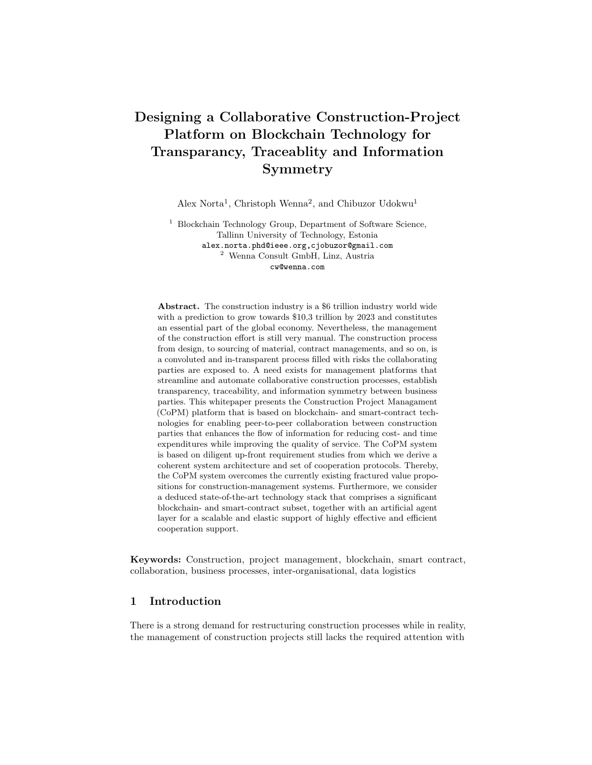# Designing a Collaborative Construction-Project Platform on Blockchain Technology for Transparancy, Traceablity and Information Symmetry

Alex Norta[1], Christoph Wenna[2], and Chibuzor Udokwu[1]

[1] Blockchain Technology Group, Department of Software Science, Tallinn University of Technology, Estonia
alex.norta.phd@ieee.org,cjobuzor@gmail.com
[2] Wenna Consult GmbH, Linz, Austria
cw@wenna.com

**Abstract.** The construction industry is a $6 trillion industry world wide with a prediction to grow towards $10,3 trillion by 2023 and constitutes an essential part of the global economy. Nevertheless, the management of the construction effort is still very manual. The construction process from design, to sourcing of material, contract managements, and so on, is a convoluted and in-transparent process filled with risks the collaborating parties are exposed to. A need exists for management platforms that streamline and automate collaborative construction processes, establish transparency, traceability, and information symmetry between business parties. This whitepaper presents the Construction Project Managament (CoPM) platform that is based on blockchain- and smart-contract technologies for enabling peer-to-peer collaboration between construction parties that enhances the flow of information for reducing cost- and time expenditures while improving the quality of service. The CoPM system is based on diligent up-front requirement studies from which we derive a coherent system architecture and set of cooperation protocols. Thereby, the CoPM system overcomes the currently existing fractured value propositions for construction-management systems. Furthermore, we consider a deduced state-of-the-art technology stack that comprises a significant blockchain- and smart-contract subset, together with an artificial agent layer for a scalable and elastic support of highly effective and efficient cooperation support.

**Keywords:** Construction, project management, blockchain, smart contract, collaboration, business processes, inter-organisational, data logistics

## 1 Introduction

There is a strong demand for restructuring construction processes while in reality, the management of construction projects still lacks the required attention with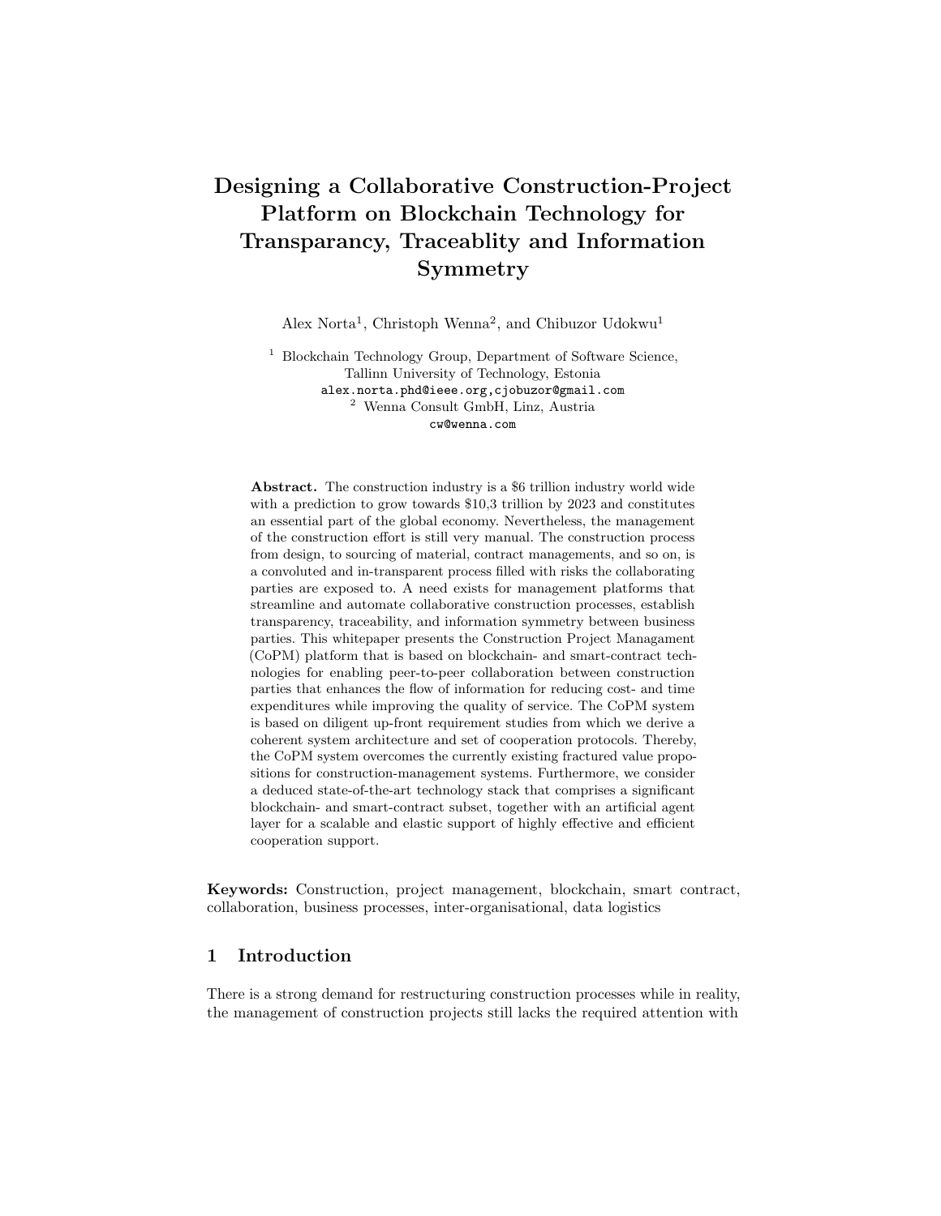# Designing a Collaborative Construction-Project Platform on Blockchain Technology for Transparancy, Traceablity and Information Symmetry

Alex Norta[1], Christoph Wenna[2], and Chibuzor Udokwu[1]

[1] Blockchain Technology Group, Department of Software Science, Tallinn University of Technology, Estonia
alex.norta.phd@ieee.org,cjobuzor@gmail.com
[2] Wenna Consult GmbH, Linz, Austria
cw@wenna.com

**Abstract.** The construction industry is a $6 trillion industry world wide with a prediction to grow towards $10,3 trillion by 2023 and constitutes an essential part of the global economy. Nevertheless, the management of the construction effort is still very manual. The construction process from design, to sourcing of material, contract managements, and so on, is a convoluted and in-transparent process filled with risks the collaborating parties are exposed to. A need exists for management platforms that streamline and automate collaborative construction processes, establish transparency, traceability, and information symmetry between business parties. This whitepaper presents the Construction Project Managament (CoPM) platform that is based on blockchain- and smart-contract technologies for enabling peer-to-peer collaboration between construction parties that enhances the flow of information for reducing cost- and time expenditures while improving the quality of service. The CoPM system is based on diligent up-front requirement studies from which we derive a coherent system architecture and set of cooperation protocols. Thereby, the CoPM system overcomes the currently existing fractured value propositions for construction-management systems. Furthermore, we consider a deduced state-of-the-art technology stack that comprises a significant blockchain- and smart-contract subset, together with an artificial agent layer for a scalable and elastic support of highly effective and efficient cooperation support.

**Keywords:** Construction, project management, blockchain, smart contract, collaboration, business processes, inter-organisational, data logistics

## 1 Introduction

There is a strong demand for restructuring construction processes while in reality, the management of construction projects still lacks the required attention with